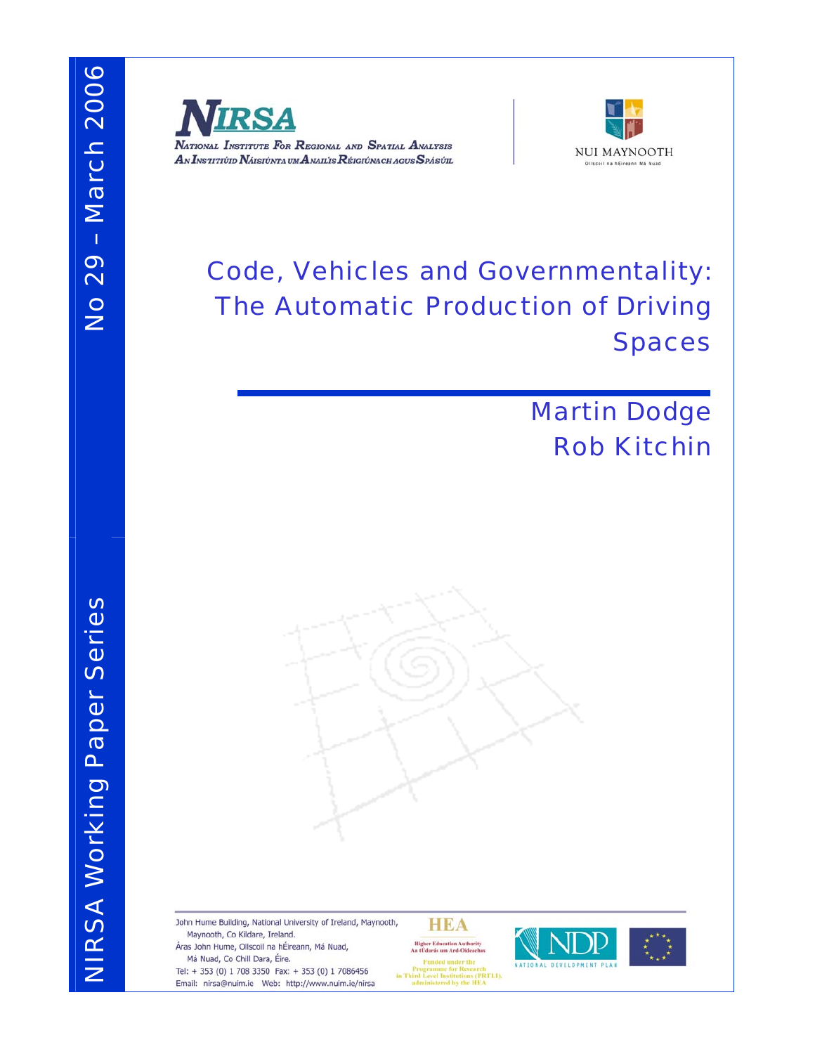No 29 – March 2006

NIRSA Working Paper Series

**NIRSA**
National Institute For Regional and Spatial Analysis
An Institiúid Náisiúnta um Anailís Réigiúnach agus Spásúil

NUI MAYNOOTH
Ollscoil na hÉireann Má Nuad

# Code, Vehicles and Governmentality: The Automatic Production of Driving Spaces

Martin Dodge
Rob Kitchin

John Hume Building, National University of Ireland, Maynooth,
Maynooth, Co Kildare, Ireland.
Áras John Hume, Ollscoil na hÉireann, Má Nuad,
Má Nuad, Co Chill Dara, Éire.
Tel: + 353 (0) 1 708 3350 Fax: + 353 (0) 1 7086456
Email: nirsa@nuim.ie Web: http://www.nuim.ie/nirsa

HEA
Higher Education Authority
An tÚdarás um Ard-Oideachas
Funded under the Programme for Research in Third Level Institutions (PRTLI), administered by the HEA

NDP
NATIONAL DEVELOPMENT PLAN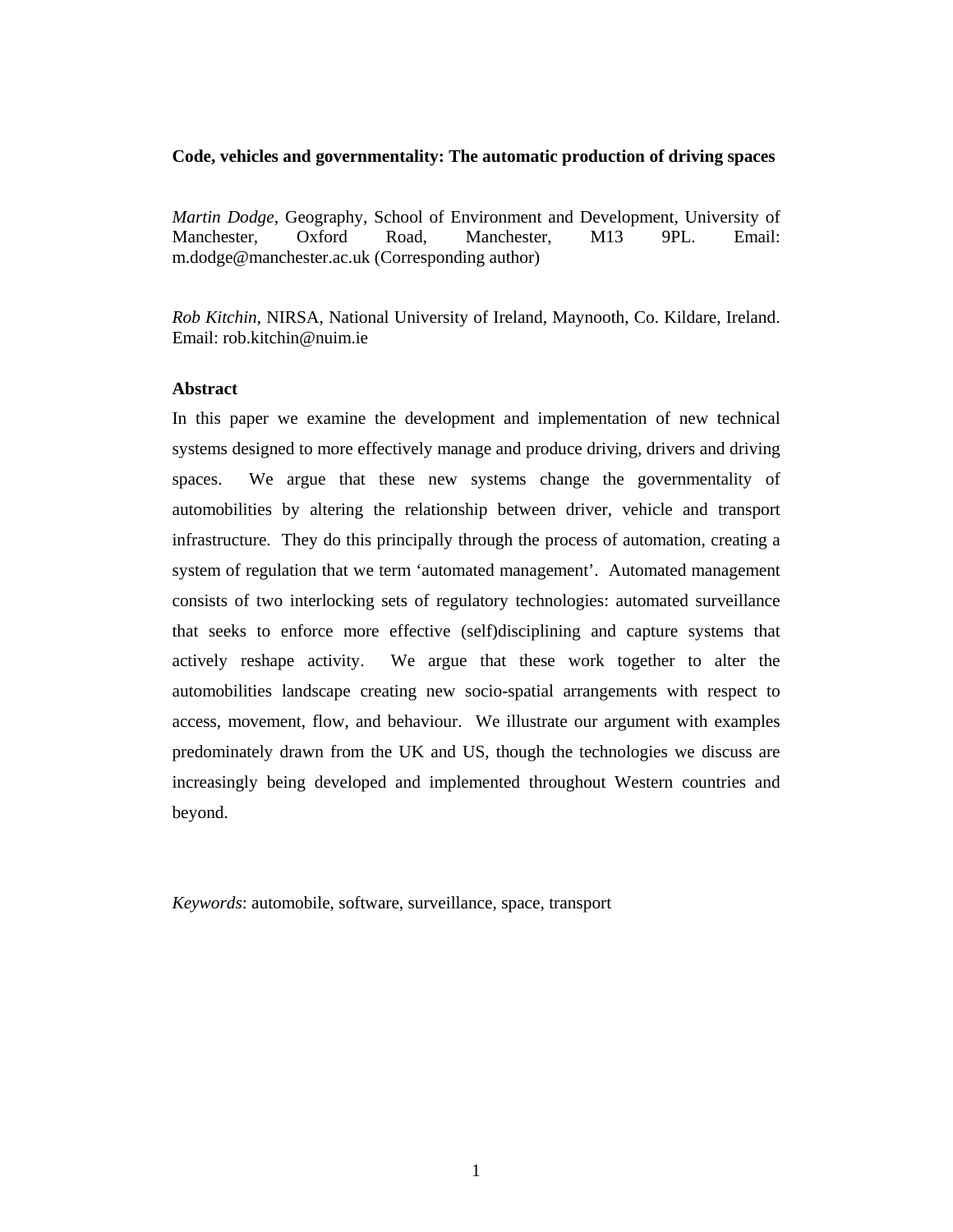**Code, vehicles and governmentality: The automatic production of driving spaces**

*Martin Dodge*, Geography, School of Environment and Development, University of Manchester, Oxford Road, Manchester, M13 9PL. Email: m.dodge@manchester.ac.uk (Corresponding author)

*Rob Kitchin*, NIRSA, National University of Ireland, Maynooth, Co. Kildare, Ireland. Email: rob.kitchin@nuim.ie

## Abstract

In this paper we examine the development and implementation of new technical systems designed to more effectively manage and produce driving, drivers and driving spaces. We argue that these new systems change the governmentality of automobilities by altering the relationship between driver, vehicle and transport infrastructure. They do this principally through the process of automation, creating a system of regulation that we term 'automated management'. Automated management consists of two interlocking sets of regulatory technologies: automated surveillance that seeks to enforce more effective (self)disciplining and capture systems that actively reshape activity. We argue that these work together to alter the automobilities landscape creating new socio-spatial arrangements with respect to access, movement, flow, and behaviour. We illustrate our argument with examples predominately drawn from the UK and US, though the technologies we discuss are increasingly being developed and implemented throughout Western countries and beyond.

*Keywords*: automobile, software, surveillance, space, transport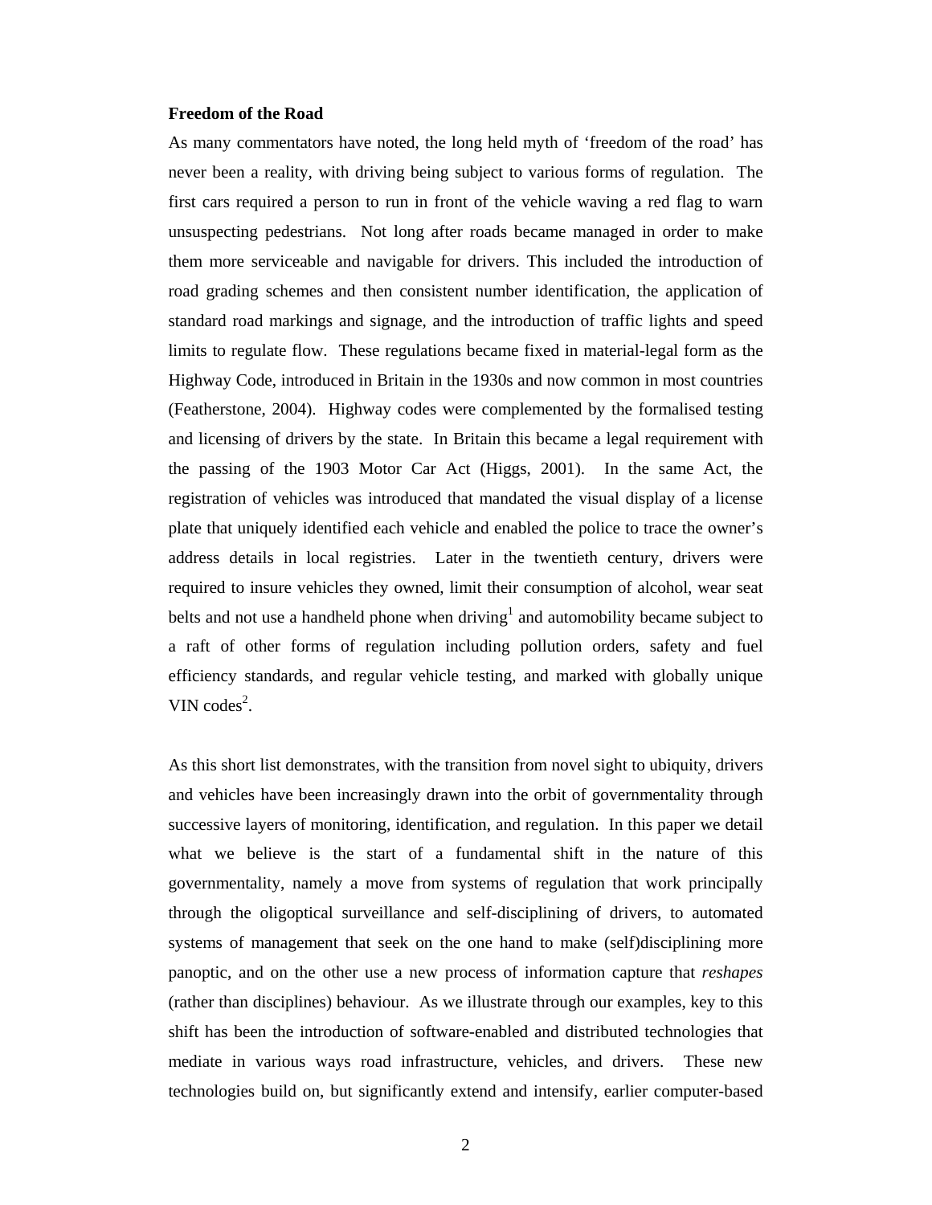**Freedom of the Road**

As many commentators have noted, the long held myth of 'freedom of the road' has never been a reality, with driving being subject to various forms of regulation. The first cars required a person to run in front of the vehicle waving a red flag to warn unsuspecting pedestrians. Not long after roads became managed in order to make them more serviceable and navigable for drivers. This included the introduction of road grading schemes and then consistent number identification, the application of standard road markings and signage, and the introduction of traffic lights and speed limits to regulate flow. These regulations became fixed in material-legal form as the Highway Code, introduced in Britain in the 1930s and now common in most countries (Featherstone, 2004). Highway codes were complemented by the formalised testing and licensing of drivers by the state. In Britain this became a legal requirement with the passing of the 1903 Motor Car Act (Higgs, 2001). In the same Act, the registration of vehicles was introduced that mandated the visual display of a license plate that uniquely identified each vehicle and enabled the police to trace the owner's address details in local registries. Later in the twentieth century, drivers were required to insure vehicles they owned, limit their consumption of alcohol, wear seat belts and not use a handheld phone when driving[1] and automobility became subject to a raft of other forms of regulation including pollution orders, safety and fuel efficiency standards, and regular vehicle testing, and marked with globally unique VIN codes[2].

As this short list demonstrates, with the transition from novel sight to ubiquity, drivers and vehicles have been increasingly drawn into the orbit of governmentality through successive layers of monitoring, identification, and regulation. In this paper we detail what we believe is the start of a fundamental shift in the nature of this governmentality, namely a move from systems of regulation that work principally through the oligoptical surveillance and self-disciplining of drivers, to automated systems of management that seek on the one hand to make (self)disciplining more panoptic, and on the other use a new process of information capture that *reshapes* (rather than disciplines) behaviour. As we illustrate through our examples, key to this shift has been the introduction of software-enabled and distributed technologies that mediate in various ways road infrastructure, vehicles, and drivers. These new technologies build on, but significantly extend and intensify, earlier computer-based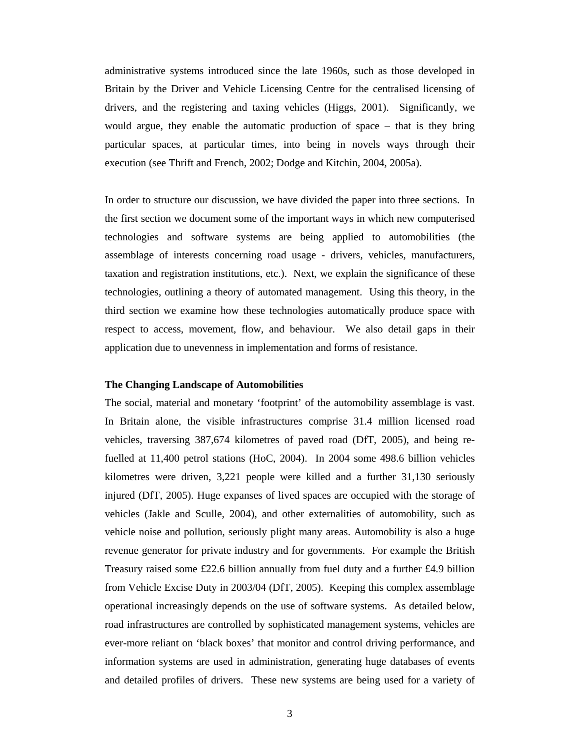administrative systems introduced since the late 1960s, such as those developed in Britain by the Driver and Vehicle Licensing Centre for the centralised licensing of drivers, and the registering and taxing vehicles (Higgs, 2001). Significantly, we would argue, they enable the automatic production of space – that is they bring particular spaces, at particular times, into being in novels ways through their execution (see Thrift and French, 2002; Dodge and Kitchin, 2004, 2005a).

In order to structure our discussion, we have divided the paper into three sections. In the first section we document some of the important ways in which new computerised technologies and software systems are being applied to automobilities (the assemblage of interests concerning road usage - drivers, vehicles, manufacturers, taxation and registration institutions, etc.). Next, we explain the significance of these technologies, outlining a theory of automated management. Using this theory, in the third section we examine how these technologies automatically produce space with respect to access, movement, flow, and behaviour. We also detail gaps in their application due to unevenness in implementation and forms of resistance.

**The Changing Landscape of Automobilities**

The social, material and monetary 'footprint' of the automobility assemblage is vast. In Britain alone, the visible infrastructures comprise 31.4 million licensed road vehicles, traversing 387,674 kilometres of paved road (DfT, 2005), and being re-fuelled at 11,400 petrol stations (HoC, 2004). In 2004 some 498.6 billion vehicles kilometres were driven, 3,221 people were killed and a further 31,130 seriously injured (DfT, 2005). Huge expanses of lived spaces are occupied with the storage of vehicles (Jakle and Sculle, 2004), and other externalities of automobility, such as vehicle noise and pollution, seriously plight many areas. Automobility is also a huge revenue generator for private industry and for governments. For example the British Treasury raised some £22.6 billion annually from fuel duty and a further £4.9 billion from Vehicle Excise Duty in 2003/04 (DfT, 2005). Keeping this complex assemblage operational increasingly depends on the use of software systems. As detailed below, road infrastructures are controlled by sophisticated management systems, vehicles are ever-more reliant on 'black boxes' that monitor and control driving performance, and information systems are used in administration, generating huge databases of events and detailed profiles of drivers. These new systems are being used for a variety of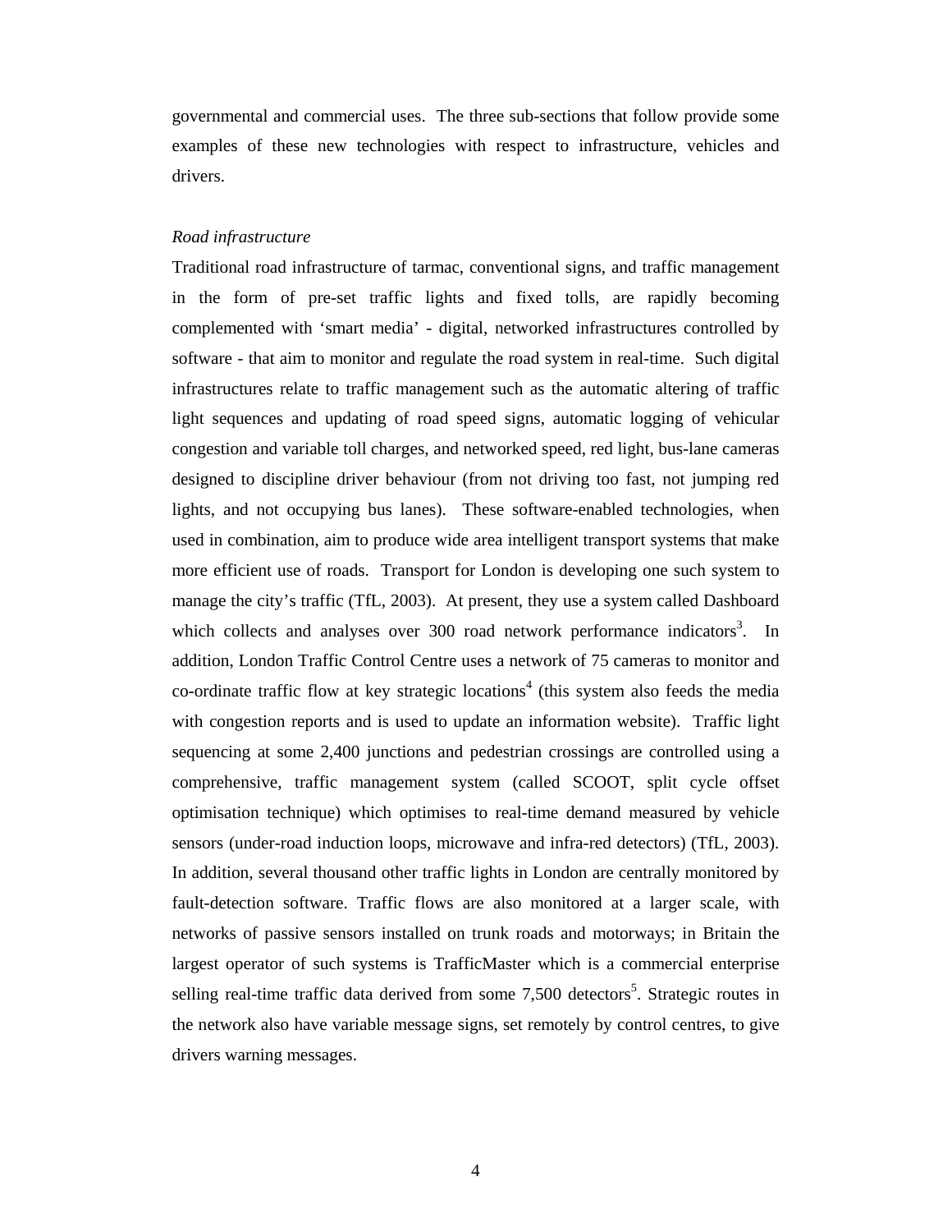governmental and commercial uses. The three sub-sections that follow provide some examples of these new technologies with respect to infrastructure, vehicles and drivers.

*Road infrastructure*

Traditional road infrastructure of tarmac, conventional signs, and traffic management in the form of pre-set traffic lights and fixed tolls, are rapidly becoming complemented with 'smart media' - digital, networked infrastructures controlled by software - that aim to monitor and regulate the road system in real-time. Such digital infrastructures relate to traffic management such as the automatic altering of traffic light sequences and updating of road speed signs, automatic logging of vehicular congestion and variable toll charges, and networked speed, red light, bus-lane cameras designed to discipline driver behaviour (from not driving too fast, not jumping red lights, and not occupying bus lanes). These software-enabled technologies, when used in combination, aim to produce wide area intelligent transport systems that make more efficient use of roads. Transport for London is developing one such system to manage the city's traffic (TfL, 2003). At present, they use a system called Dashboard which collects and analyses over 300 road network performance indicators[3]. In addition, London Traffic Control Centre uses a network of 75 cameras to monitor and co-ordinate traffic flow at key strategic locations[4] (this system also feeds the media with congestion reports and is used to update an information website). Traffic light sequencing at some 2,400 junctions and pedestrian crossings are controlled using a comprehensive, traffic management system (called SCOOT, split cycle offset optimisation technique) which optimises to real-time demand measured by vehicle sensors (under-road induction loops, microwave and infra-red detectors) (TfL, 2003). In addition, several thousand other traffic lights in London are centrally monitored by fault-detection software. Traffic flows are also monitored at a larger scale, with networks of passive sensors installed on trunk roads and motorways; in Britain the largest operator of such systems is TrafficMaster which is a commercial enterprise selling real-time traffic data derived from some 7,500 detectors[5]. Strategic routes in the network also have variable message signs, set remotely by control centres, to give drivers warning messages.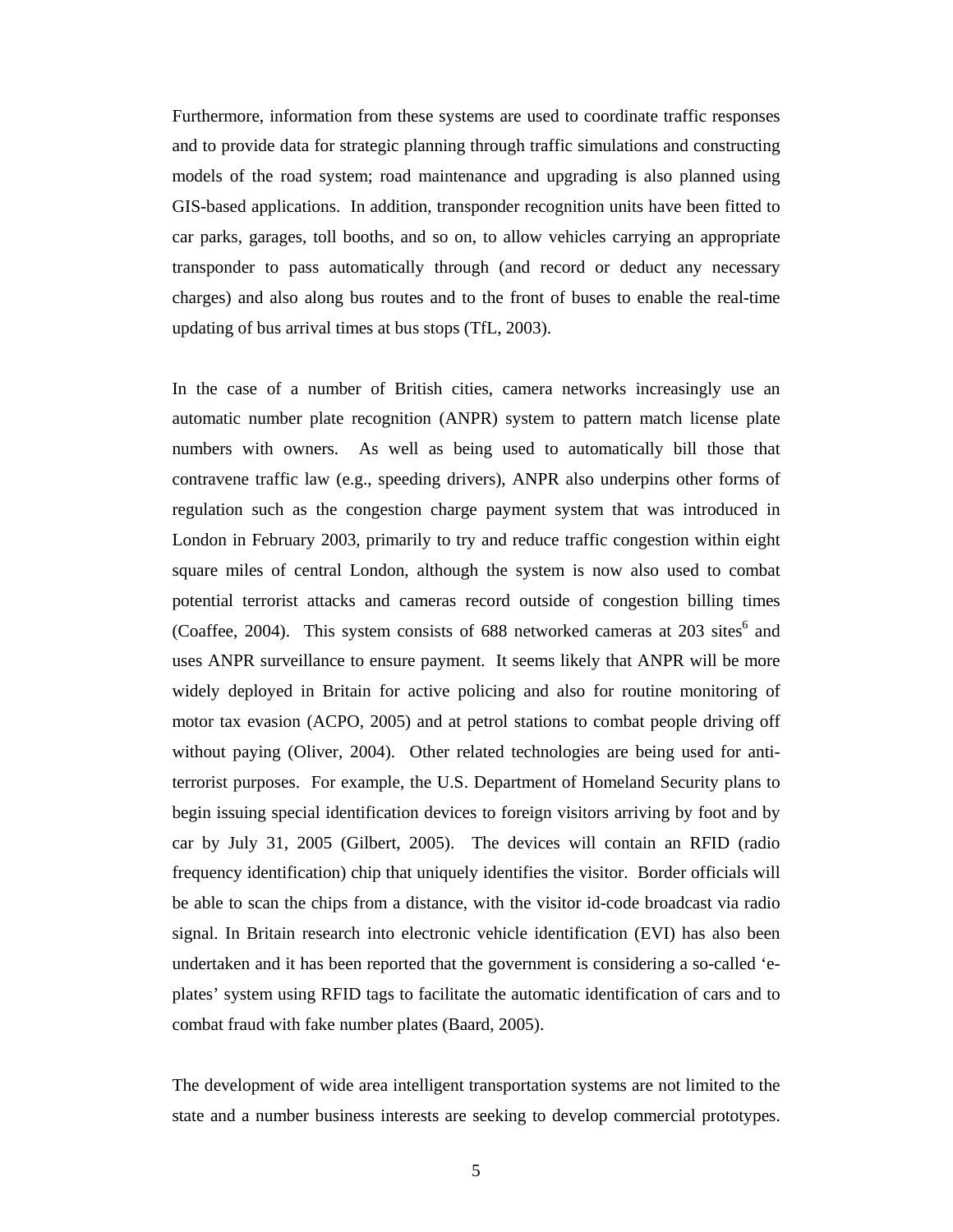Furthermore, information from these systems are used to coordinate traffic responses and to provide data for strategic planning through traffic simulations and constructing models of the road system; road maintenance and upgrading is also planned using GIS-based applications. In addition, transponder recognition units have been fitted to car parks, garages, toll booths, and so on, to allow vehicles carrying an appropriate transponder to pass automatically through (and record or deduct any necessary charges) and also along bus routes and to the front of buses to enable the real-time updating of bus arrival times at bus stops (TfL, 2003).

In the case of a number of British cities, camera networks increasingly use an automatic number plate recognition (ANPR) system to pattern match license plate numbers with owners. As well as being used to automatically bill those that contravene traffic law (e.g., speeding drivers), ANPR also underpins other forms of regulation such as the congestion charge payment system that was introduced in London in February 2003, primarily to try and reduce traffic congestion within eight square miles of central London, although the system is now also used to combat potential terrorist attacks and cameras record outside of congestion billing times (Coaffee, 2004). This system consists of 688 networked cameras at 203 sites[6] and uses ANPR surveillance to ensure payment. It seems likely that ANPR will be more widely deployed in Britain for active policing and also for routine monitoring of motor tax evasion (ACPO, 2005) and at petrol stations to combat people driving off without paying (Oliver, 2004). Other related technologies are being used for anti-terrorist purposes. For example, the U.S. Department of Homeland Security plans to begin issuing special identification devices to foreign visitors arriving by foot and by car by July 31, 2005 (Gilbert, 2005). The devices will contain an RFID (radio frequency identification) chip that uniquely identifies the visitor. Border officials will be able to scan the chips from a distance, with the visitor id-code broadcast via radio signal. In Britain research into electronic vehicle identification (EVI) has also been undertaken and it has been reported that the government is considering a so-called 'e-plates' system using RFID tags to facilitate the automatic identification of cars and to combat fraud with fake number plates (Baard, 2005).

The development of wide area intelligent transportation systems are not limited to the state and a number business interests are seeking to develop commercial prototypes.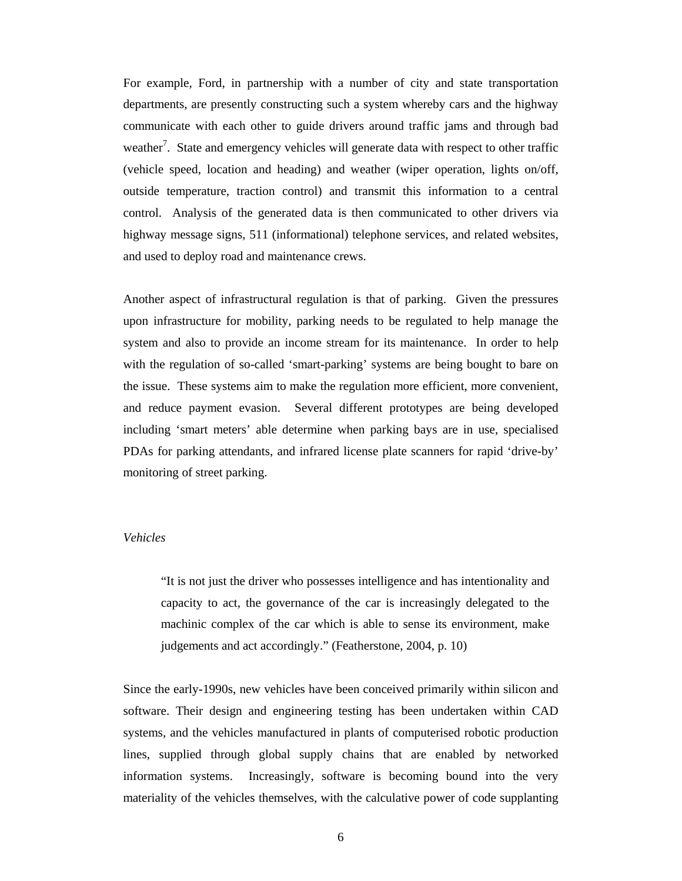For example, Ford, in partnership with a number of city and state transportation departments, are presently constructing such a system whereby cars and the highway communicate with each other to guide drivers around traffic jams and through bad weather[7]. State and emergency vehicles will generate data with respect to other traffic (vehicle speed, location and heading) and weather (wiper operation, lights on/off, outside temperature, traction control) and transmit this information to a central control. Analysis of the generated data is then communicated to other drivers via highway message signs, 511 (informational) telephone services, and related websites, and used to deploy road and maintenance crews.

Another aspect of infrastructural regulation is that of parking. Given the pressures upon infrastructure for mobility, parking needs to be regulated to help manage the system and also to provide an income stream for its maintenance. In order to help with the regulation of so-called 'smart-parking' systems are being bought to bare on the issue. These systems aim to make the regulation more efficient, more convenient, and reduce payment evasion. Several different prototypes are being developed including 'smart meters' able determine when parking bays are in use, specialised PDAs for parking attendants, and infrared license plate scanners for rapid 'drive-by' monitoring of street parking.

*Vehicles*

> "It is not just the driver who possesses intelligence and has intentionality and capacity to act, the governance of the car is increasingly delegated to the machinic complex of the car which is able to sense its environment, make judgements and act accordingly." (Featherstone, 2004, p. 10)

Since the early-1990s, new vehicles have been conceived primarily within silicon and software. Their design and engineering testing has been undertaken within CAD systems, and the vehicles manufactured in plants of computerised robotic production lines, supplied through global supply chains that are enabled by networked information systems. Increasingly, software is becoming bound into the very materiality of the vehicles themselves, with the calculative power of code supplanting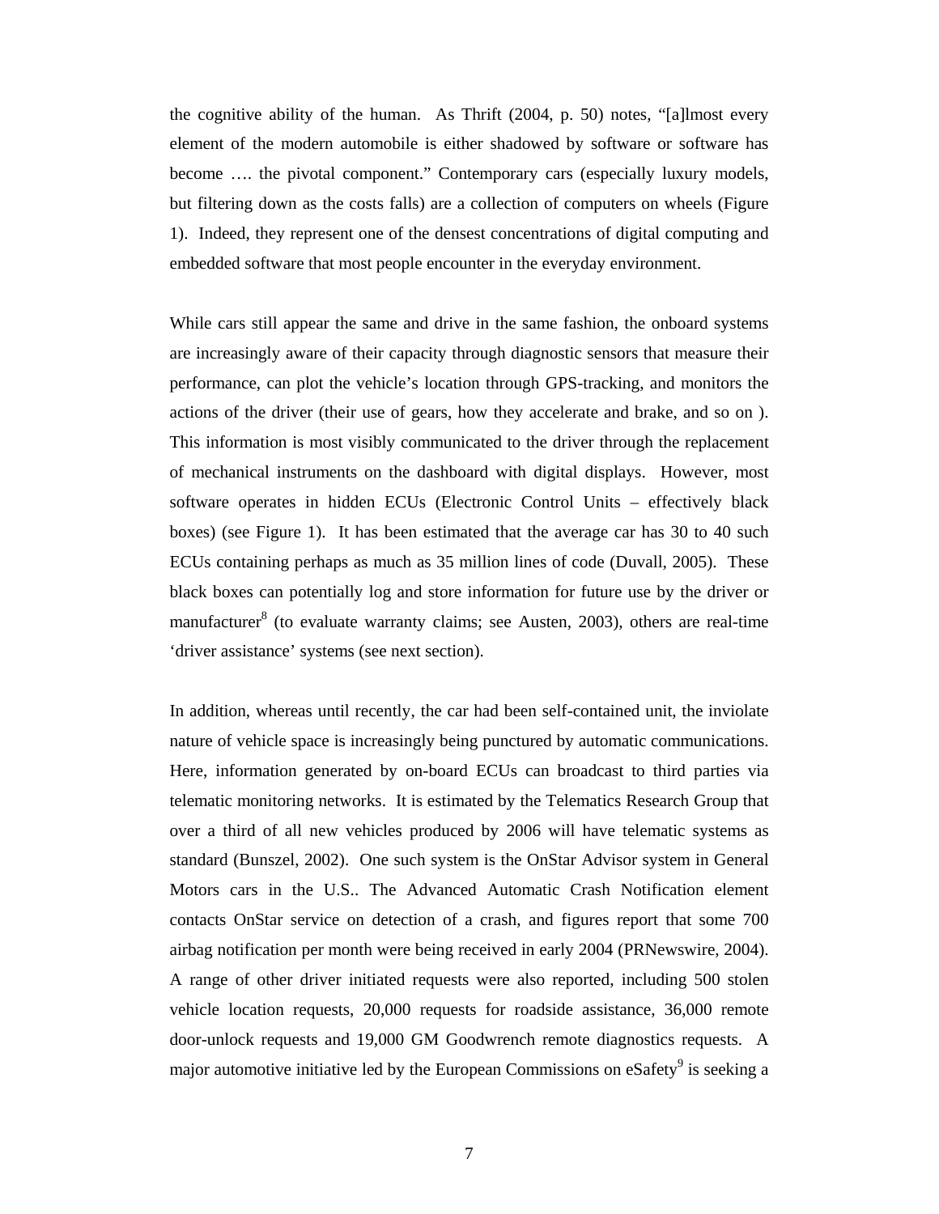the cognitive ability of the human. As Thrift (2004, p. 50) notes, "[a]lmost every element of the modern automobile is either shadowed by software or software has become …. the pivotal component." Contemporary cars (especially luxury models, but filtering down as the costs falls) are a collection of computers on wheels (Figure 1). Indeed, they represent one of the densest concentrations of digital computing and embedded software that most people encounter in the everyday environment.

While cars still appear the same and drive in the same fashion, the onboard systems are increasingly aware of their capacity through diagnostic sensors that measure their performance, can plot the vehicle's location through GPS-tracking, and monitors the actions of the driver (their use of gears, how they accelerate and brake, and so on ). This information is most visibly communicated to the driver through the replacement of mechanical instruments on the dashboard with digital displays. However, most software operates in hidden ECUs (Electronic Control Units – effectively black boxes) (see Figure 1). It has been estimated that the average car has 30 to 40 such ECUs containing perhaps as much as 35 million lines of code (Duvall, 2005). These black boxes can potentially log and store information for future use by the driver or manufacturer[8] (to evaluate warranty claims; see Austen, 2003), others are real-time 'driver assistance' systems (see next section).

In addition, whereas until recently, the car had been self-contained unit, the inviolate nature of vehicle space is increasingly being punctured by automatic communications. Here, information generated by on-board ECUs can broadcast to third parties via telematic monitoring networks. It is estimated by the Telematics Research Group that over a third of all new vehicles produced by 2006 will have telematic systems as standard (Bunszel, 2002). One such system is the OnStar Advisor system in General Motors cars in the U.S.. The Advanced Automatic Crash Notification element contacts OnStar service on detection of a crash, and figures report that some 700 airbag notification per month were being received in early 2004 (PRNewswire, 2004). A range of other driver initiated requests were also reported, including 500 stolen vehicle location requests, 20,000 requests for roadside assistance, 36,000 remote door-unlock requests and 19,000 GM Goodwrench remote diagnostics requests. A major automotive initiative led by the European Commissions on eSafety[9] is seeking a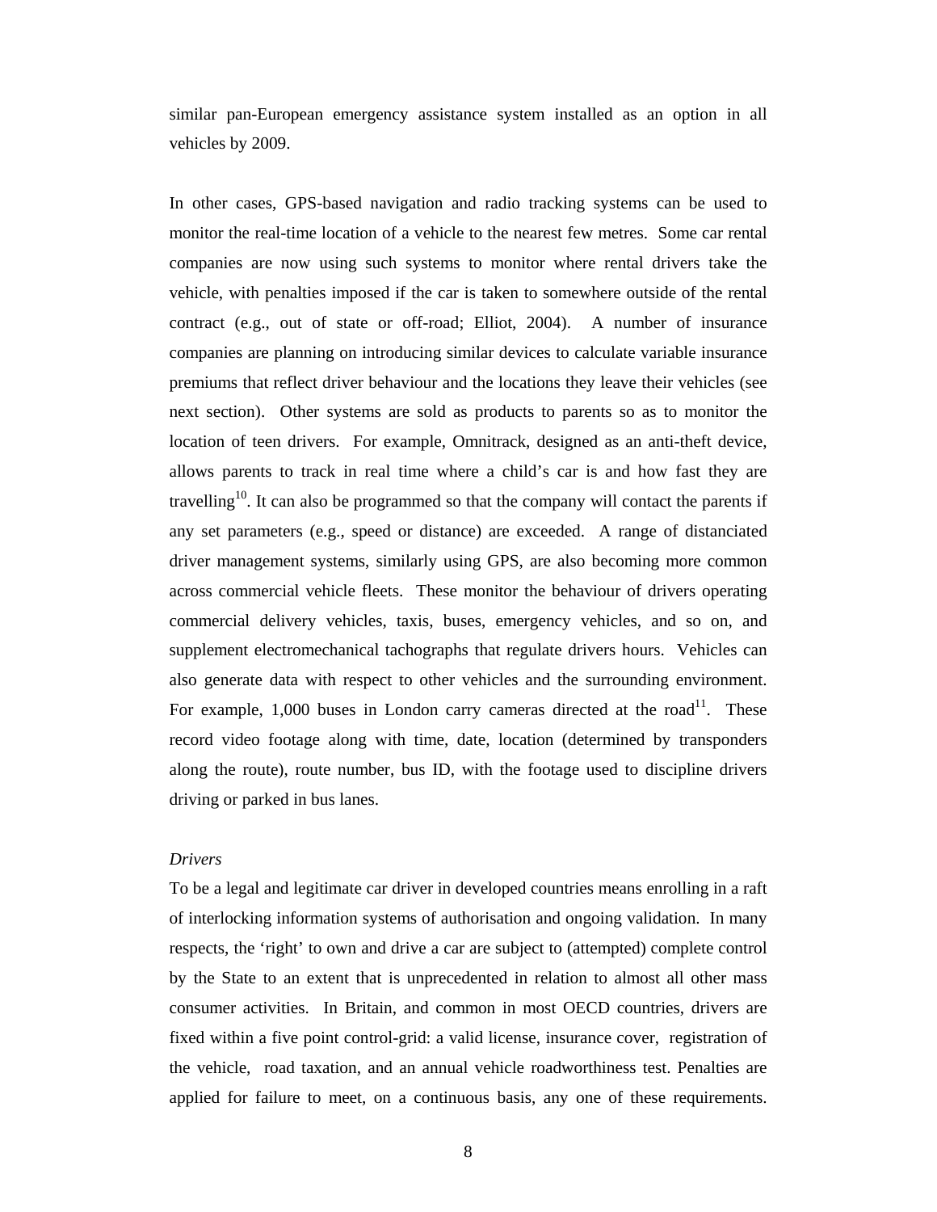similar pan-European emergency assistance system installed as an option in all vehicles by 2009.

In other cases, GPS-based navigation and radio tracking systems can be used to monitor the real-time location of a vehicle to the nearest few metres. Some car rental companies are now using such systems to monitor where rental drivers take the vehicle, with penalties imposed if the car is taken to somewhere outside of the rental contract (e.g., out of state or off-road; Elliot, 2004). A number of insurance companies are planning on introducing similar devices to calculate variable insurance premiums that reflect driver behaviour and the locations they leave their vehicles (see next section). Other systems are sold as products to parents so as to monitor the location of teen drivers. For example, Omnitrack, designed as an anti-theft device, allows parents to track in real time where a child's car is and how fast they are travelling[10]. It can also be programmed so that the company will contact the parents if any set parameters (e.g., speed or distance) are exceeded. A range of distanciated driver management systems, similarly using GPS, are also becoming more common across commercial vehicle fleets. These monitor the behaviour of drivers operating commercial delivery vehicles, taxis, buses, emergency vehicles, and so on, and supplement electromechanical tachographs that regulate drivers hours. Vehicles can also generate data with respect to other vehicles and the surrounding environment. For example, 1,000 buses in London carry cameras directed at the road[11]. These record video footage along with time, date, location (determined by transponders along the route), route number, bus ID, with the footage used to discipline drivers driving or parked in bus lanes.

*Drivers*

To be a legal and legitimate car driver in developed countries means enrolling in a raft of interlocking information systems of authorisation and ongoing validation. In many respects, the 'right' to own and drive a car are subject to (attempted) complete control by the State to an extent that is unprecedented in relation to almost all other mass consumer activities. In Britain, and common in most OECD countries, drivers are fixed within a five point control-grid: a valid license, insurance cover, registration of the vehicle, road taxation, and an annual vehicle roadworthiness test. Penalties are applied for failure to meet, on a continuous basis, any one of these requirements.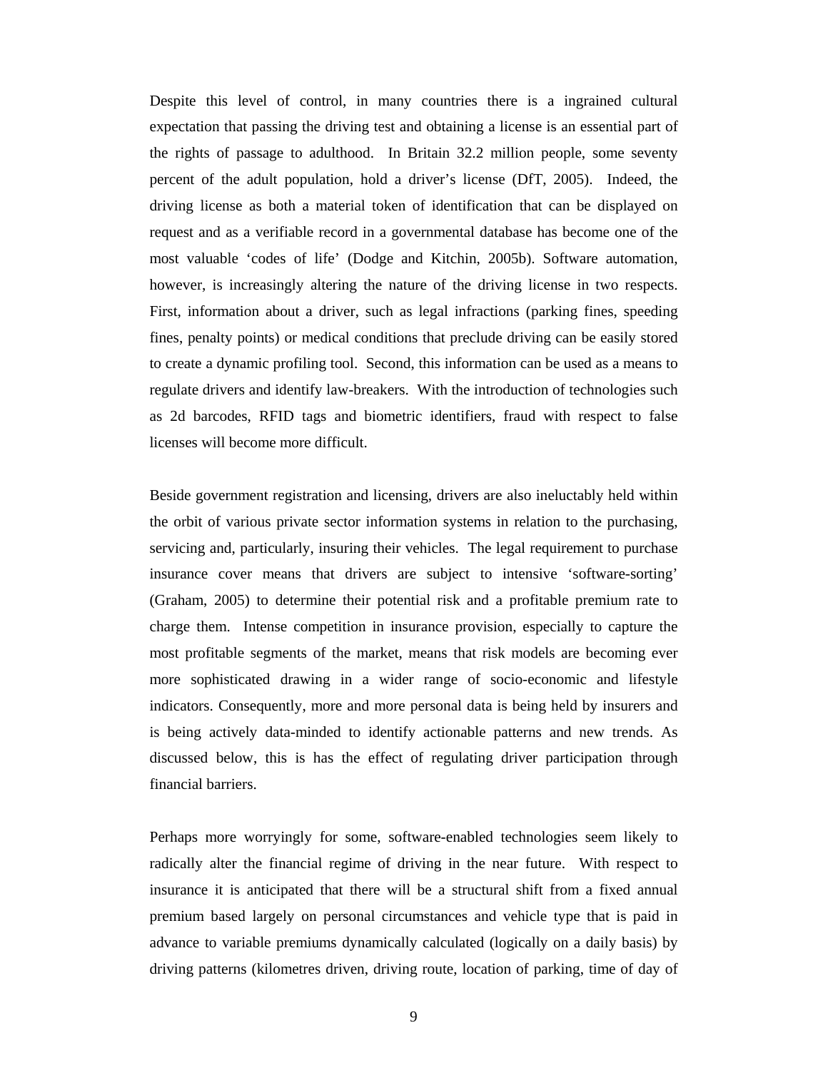Despite this level of control, in many countries there is a ingrained cultural expectation that passing the driving test and obtaining a license is an essential part of the rights of passage to adulthood. In Britain 32.2 million people, some seventy percent of the adult population, hold a driver's license (DfT, 2005). Indeed, the driving license as both a material token of identification that can be displayed on request and as a verifiable record in a governmental database has become one of the most valuable 'codes of life' (Dodge and Kitchin, 2005b). Software automation, however, is increasingly altering the nature of the driving license in two respects. First, information about a driver, such as legal infractions (parking fines, speeding fines, penalty points) or medical conditions that preclude driving can be easily stored to create a dynamic profiling tool. Second, this information can be used as a means to regulate drivers and identify law-breakers. With the introduction of technologies such as 2d barcodes, RFID tags and biometric identifiers, fraud with respect to false licenses will become more difficult.

Beside government registration and licensing, drivers are also ineluctably held within the orbit of various private sector information systems in relation to the purchasing, servicing and, particularly, insuring their vehicles. The legal requirement to purchase insurance cover means that drivers are subject to intensive 'software-sorting' (Graham, 2005) to determine their potential risk and a profitable premium rate to charge them. Intense competition in insurance provision, especially to capture the most profitable segments of the market, means that risk models are becoming ever more sophisticated drawing in a wider range of socio-economic and lifestyle indicators. Consequently, more and more personal data is being held by insurers and is being actively data-minded to identify actionable patterns and new trends. As discussed below, this is has the effect of regulating driver participation through financial barriers.

Perhaps more worryingly for some, software-enabled technologies seem likely to radically alter the financial regime of driving in the near future. With respect to insurance it is anticipated that there will be a structural shift from a fixed annual premium based largely on personal circumstances and vehicle type that is paid in advance to variable premiums dynamically calculated (logically on a daily basis) by driving patterns (kilometres driven, driving route, location of parking, time of day of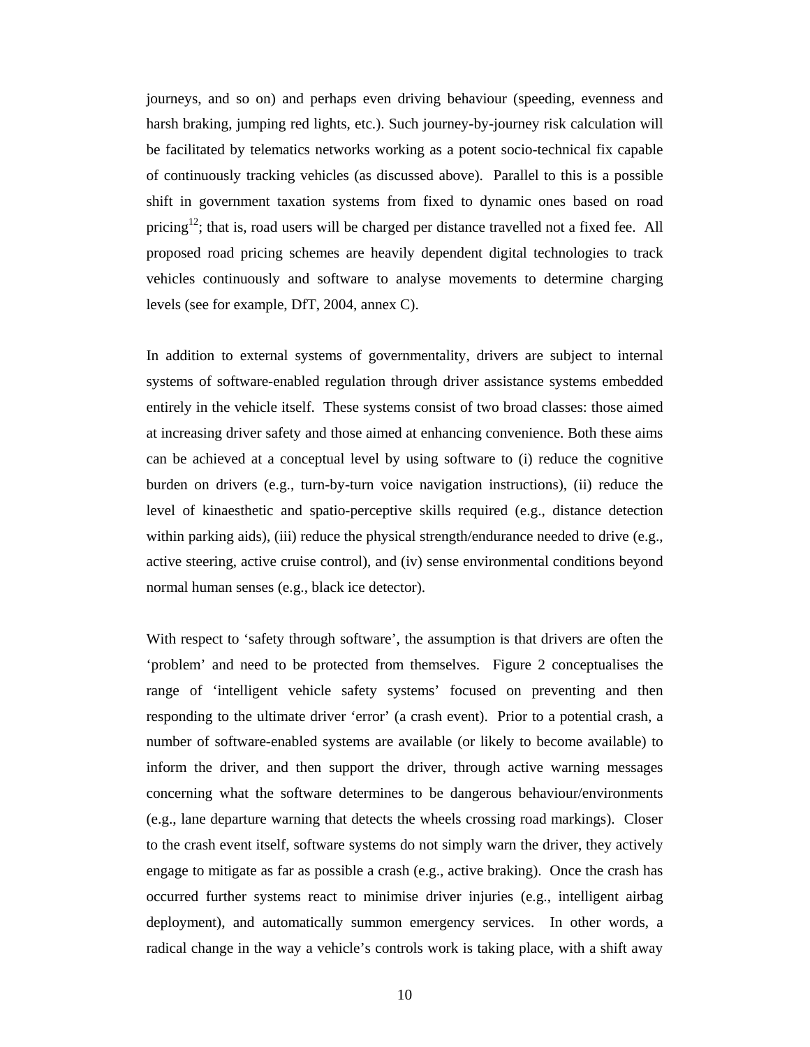journeys, and so on) and perhaps even driving behaviour (speeding, evenness and harsh braking, jumping red lights, etc.). Such journey-by-journey risk calculation will be facilitated by telematics networks working as a potent socio-technical fix capable of continuously tracking vehicles (as discussed above). Parallel to this is a possible shift in government taxation systems from fixed to dynamic ones based on road pricing[12]; that is, road users will be charged per distance travelled not a fixed fee. All proposed road pricing schemes are heavily dependent digital technologies to track vehicles continuously and software to analyse movements to determine charging levels (see for example, DfT, 2004, annex C).

In addition to external systems of governmentality, drivers are subject to internal systems of software-enabled regulation through driver assistance systems embedded entirely in the vehicle itself. These systems consist of two broad classes: those aimed at increasing driver safety and those aimed at enhancing convenience. Both these aims can be achieved at a conceptual level by using software to (i) reduce the cognitive burden on drivers (e.g., turn-by-turn voice navigation instructions), (ii) reduce the level of kinaesthetic and spatio-perceptive skills required (e.g., distance detection within parking aids), (iii) reduce the physical strength/endurance needed to drive (e.g., active steering, active cruise control), and (iv) sense environmental conditions beyond normal human senses (e.g., black ice detector).

With respect to 'safety through software', the assumption is that drivers are often the 'problem' and need to be protected from themselves. Figure 2 conceptualises the range of 'intelligent vehicle safety systems' focused on preventing and then responding to the ultimate driver 'error' (a crash event). Prior to a potential crash, a number of software-enabled systems are available (or likely to become available) to inform the driver, and then support the driver, through active warning messages concerning what the software determines to be dangerous behaviour/environments (e.g., lane departure warning that detects the wheels crossing road markings). Closer to the crash event itself, software systems do not simply warn the driver, they actively engage to mitigate as far as possible a crash (e.g., active braking). Once the crash has occurred further systems react to minimise driver injuries (e.g., intelligent airbag deployment), and automatically summon emergency services. In other words, a radical change in the way a vehicle's controls work is taking place, with a shift away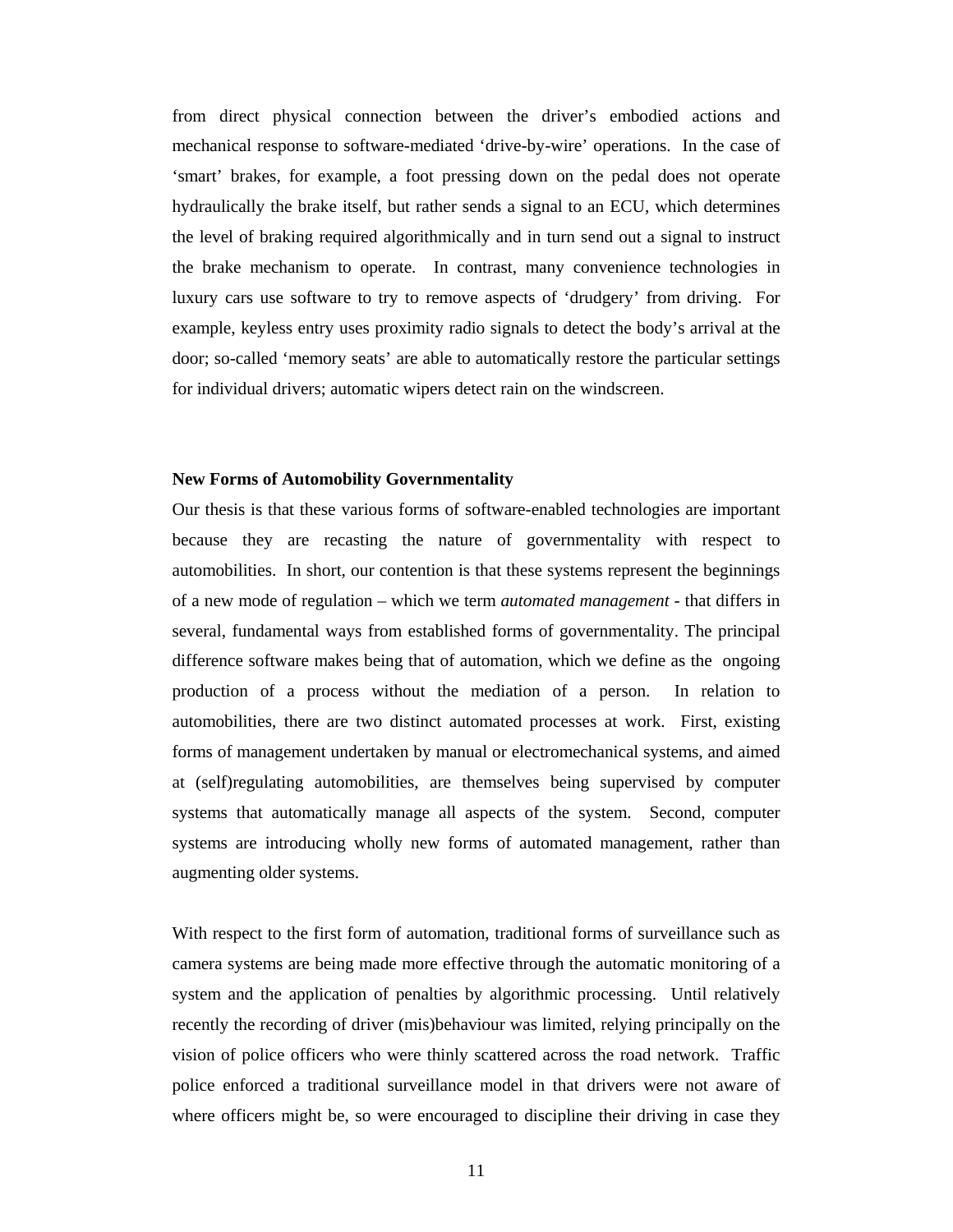from direct physical connection between the driver's embodied actions and mechanical response to software-mediated 'drive-by-wire' operations. In the case of 'smart' brakes, for example, a foot pressing down on the pedal does not operate hydraulically the brake itself, but rather sends a signal to an ECU, which determines the level of braking required algorithmically and in turn send out a signal to instruct the brake mechanism to operate. In contrast, many convenience technologies in luxury cars use software to try to remove aspects of 'drudgery' from driving. For example, keyless entry uses proximity radio signals to detect the body's arrival at the door; so-called 'memory seats' are able to automatically restore the particular settings for individual drivers; automatic wipers detect rain on the windscreen.

**New Forms of Automobility Governmentality**

Our thesis is that these various forms of software-enabled technologies are important because they are recasting the nature of governmentality with respect to automobilities. In short, our contention is that these systems represent the beginnings of a new mode of regulation – which we term *automated management* - that differs in several, fundamental ways from established forms of governmentality. The principal difference software makes being that of automation, which we define as the ongoing production of a process without the mediation of a person. In relation to automobilities, there are two distinct automated processes at work. First, existing forms of management undertaken by manual or electromechanical systems, and aimed at (self)regulating automobilities, are themselves being supervised by computer systems that automatically manage all aspects of the system. Second, computer systems are introducing wholly new forms of automated management, rather than augmenting older systems.

With respect to the first form of automation, traditional forms of surveillance such as camera systems are being made more effective through the automatic monitoring of a system and the application of penalties by algorithmic processing. Until relatively recently the recording of driver (mis)behaviour was limited, relying principally on the vision of police officers who were thinly scattered across the road network. Traffic police enforced a traditional surveillance model in that drivers were not aware of where officers might be, so were encouraged to discipline their driving in case they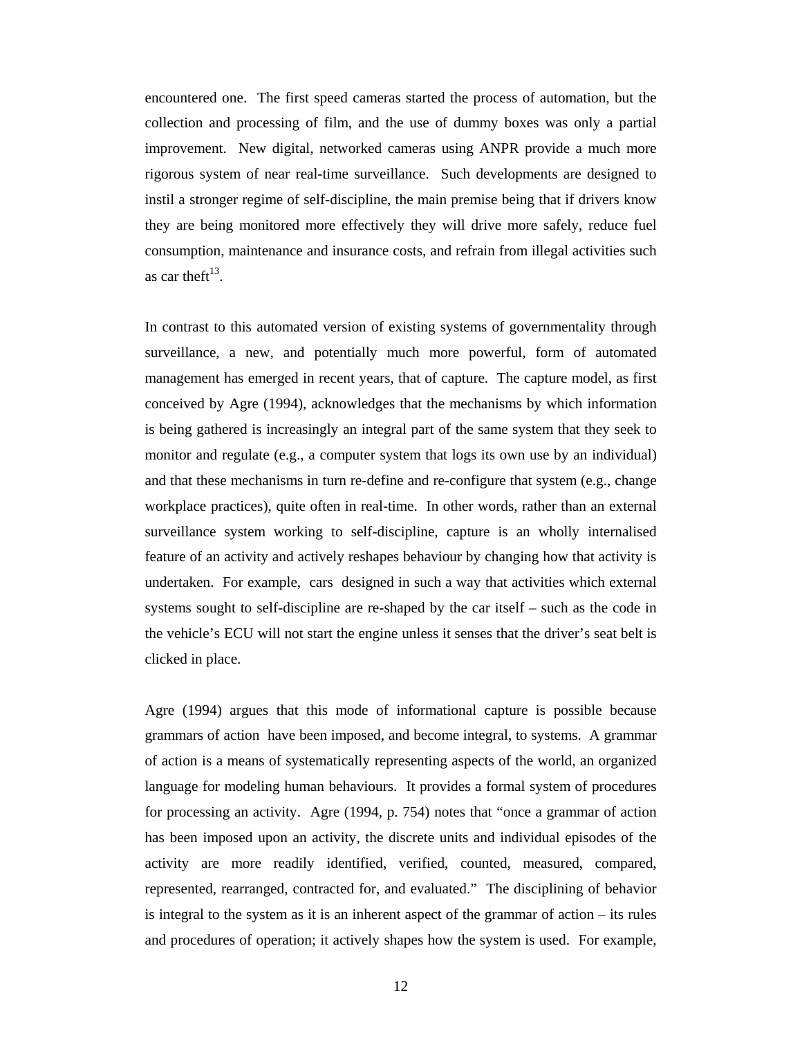encountered one. The first speed cameras started the process of automation, but the collection and processing of film, and the use of dummy boxes was only a partial improvement. New digital, networked cameras using ANPR provide a much more rigorous system of near real-time surveillance. Such developments are designed to instil a stronger regime of self-discipline, the main premise being that if drivers know they are being monitored more effectively they will drive more safely, reduce fuel consumption, maintenance and insurance costs, and refrain from illegal activities such as car theft[13].

In contrast to this automated version of existing systems of governmentality through surveillance, a new, and potentially much more powerful, form of automated management has emerged in recent years, that of capture. The capture model, as first conceived by Agre (1994), acknowledges that the mechanisms by which information is being gathered is increasingly an integral part of the same system that they seek to monitor and regulate (e.g., a computer system that logs its own use by an individual) and that these mechanisms in turn re-define and re-configure that system (e.g., change workplace practices), quite often in real-time. In other words, rather than an external surveillance system working to self-discipline, capture is an wholly internalised feature of an activity and actively reshapes behaviour by changing how that activity is undertaken. For example, cars designed in such a way that activities which external systems sought to self-discipline are re-shaped by the car itself – such as the code in the vehicle's ECU will not start the engine unless it senses that the driver's seat belt is clicked in place.

Agre (1994) argues that this mode of informational capture is possible because grammars of action have been imposed, and become integral, to systems. A grammar of action is a means of systematically representing aspects of the world, an organized language for modeling human behaviours. It provides a formal system of procedures for processing an activity. Agre (1994, p. 754) notes that "once a grammar of action has been imposed upon an activity, the discrete units and individual episodes of the activity are more readily identified, verified, counted, measured, compared, represented, rearranged, contracted for, and evaluated." The disciplining of behavior is integral to the system as it is an inherent aspect of the grammar of action – its rules and procedures of operation; it actively shapes how the system is used. For example,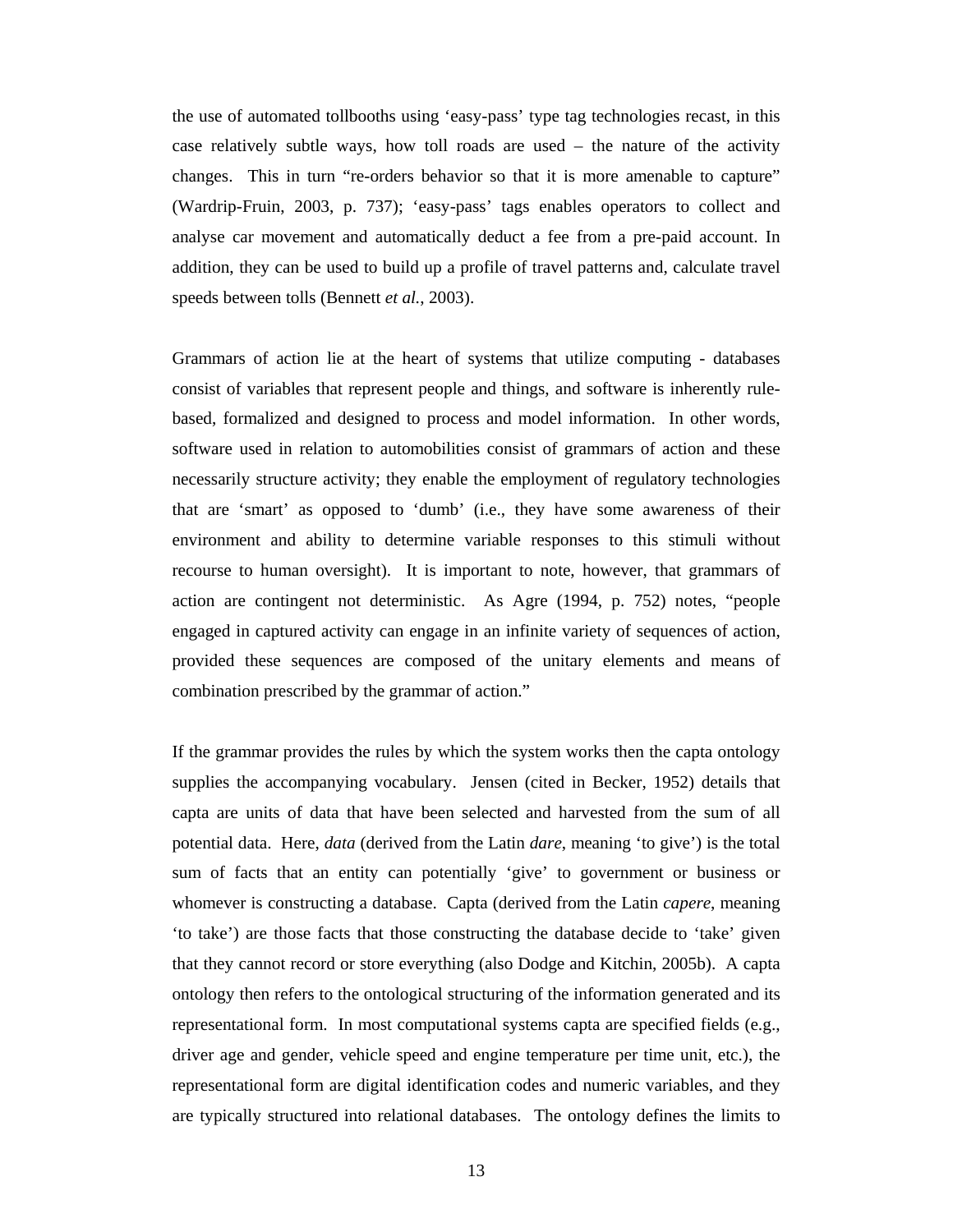the use of automated tollbooths using 'easy-pass' type tag technologies recast, in this case relatively subtle ways, how toll roads are used – the nature of the activity changes. This in turn "re-orders behavior so that it is more amenable to capture" (Wardrip-Fruin, 2003, p. 737); 'easy-pass' tags enables operators to collect and analyse car movement and automatically deduct a fee from a pre-paid account. In addition, they can be used to build up a profile of travel patterns and, calculate travel speeds between tolls (Bennett *et al.*, 2003).

Grammars of action lie at the heart of systems that utilize computing - databases consist of variables that represent people and things, and software is inherently rule-based, formalized and designed to process and model information. In other words, software used in relation to automobilities consist of grammars of action and these necessarily structure activity; they enable the employment of regulatory technologies that are 'smart' as opposed to 'dumb' (i.e., they have some awareness of their environment and ability to determine variable responses to this stimuli without recourse to human oversight). It is important to note, however, that grammars of action are contingent not deterministic. As Agre (1994, p. 752) notes, "people engaged in captured activity can engage in an infinite variety of sequences of action, provided these sequences are composed of the unitary elements and means of combination prescribed by the grammar of action."

If the grammar provides the rules by which the system works then the capta ontology supplies the accompanying vocabulary. Jensen (cited in Becker, 1952) details that capta are units of data that have been selected and harvested from the sum of all potential data. Here, *data* (derived from the Latin *dare*, meaning 'to give') is the total sum of facts that an entity can potentially 'give' to government or business or whomever is constructing a database. Capta (derived from the Latin *capere*, meaning 'to take') are those facts that those constructing the database decide to 'take' given that they cannot record or store everything (also Dodge and Kitchin, 2005b). A capta ontology then refers to the ontological structuring of the information generated and its representational form. In most computational systems capta are specified fields (e.g., driver age and gender, vehicle speed and engine temperature per time unit, etc.), the representational form are digital identification codes and numeric variables, and they are typically structured into relational databases. The ontology defines the limits to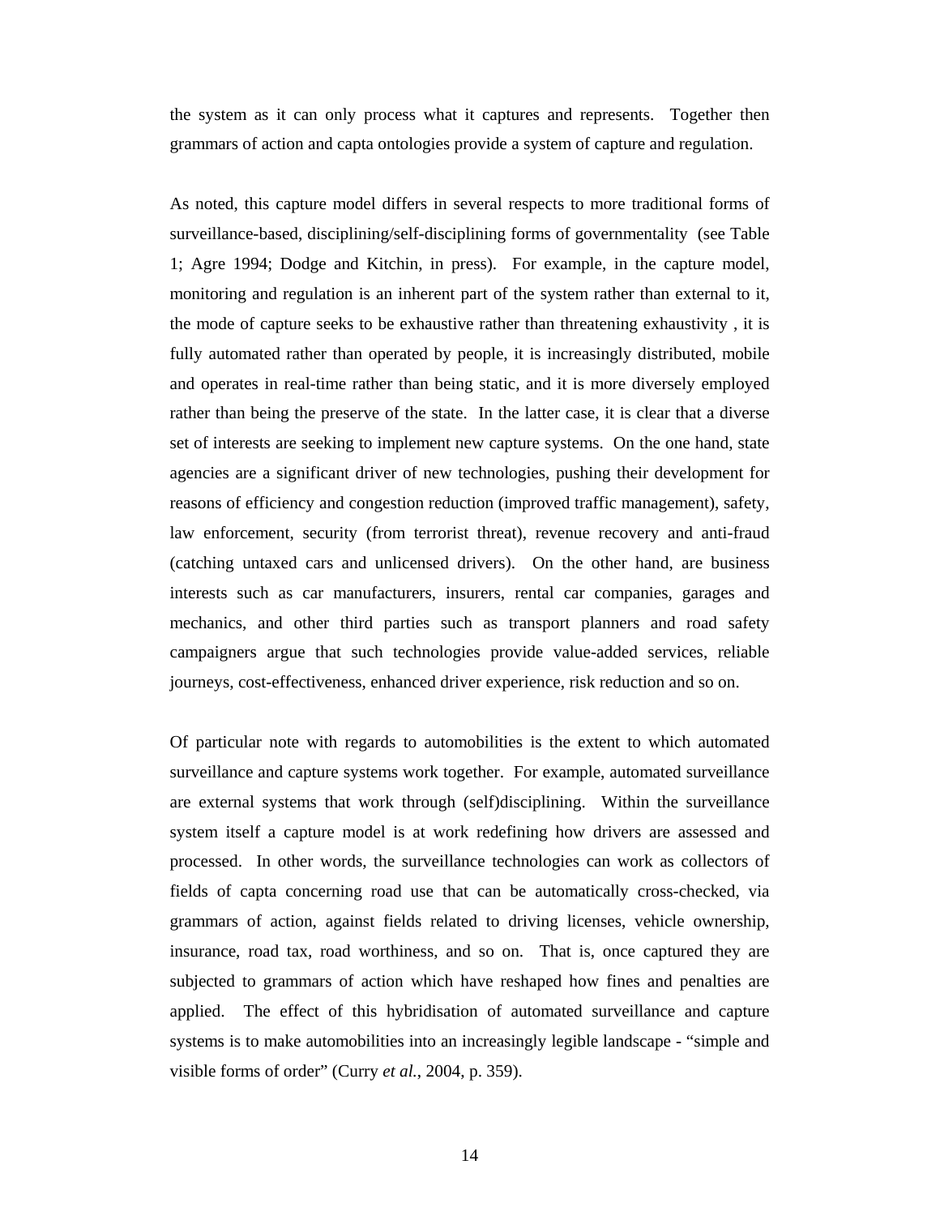the system as it can only process what it captures and represents. Together then grammars of action and capta ontologies provide a system of capture and regulation.

As noted, this capture model differs in several respects to more traditional forms of surveillance-based, disciplining/self-disciplining forms of governmentality (see Table 1; Agre 1994; Dodge and Kitchin, in press). For example, in the capture model, monitoring and regulation is an inherent part of the system rather than external to it, the mode of capture seeks to be exhaustive rather than threatening exhaustivity , it is fully automated rather than operated by people, it is increasingly distributed, mobile and operates in real-time rather than being static, and it is more diversely employed rather than being the preserve of the state. In the latter case, it is clear that a diverse set of interests are seeking to implement new capture systems. On the one hand, state agencies are a significant driver of new technologies, pushing their development for reasons of efficiency and congestion reduction (improved traffic management), safety, law enforcement, security (from terrorist threat), revenue recovery and anti-fraud (catching untaxed cars and unlicensed drivers). On the other hand, are business interests such as car manufacturers, insurers, rental car companies, garages and mechanics, and other third parties such as transport planners and road safety campaigners argue that such technologies provide value-added services, reliable journeys, cost-effectiveness, enhanced driver experience, risk reduction and so on.

Of particular note with regards to automobilities is the extent to which automated surveillance and capture systems work together. For example, automated surveillance are external systems that work through (self)disciplining. Within the surveillance system itself a capture model is at work redefining how drivers are assessed and processed. In other words, the surveillance technologies can work as collectors of fields of capta concerning road use that can be automatically cross-checked, via grammars of action, against fields related to driving licenses, vehicle ownership, insurance, road tax, road worthiness, and so on. That is, once captured they are subjected to grammars of action which have reshaped how fines and penalties are applied. The effect of this hybridisation of automated surveillance and capture systems is to make automobilities into an increasingly legible landscape - "simple and visible forms of order" (Curry *et al.*, 2004, p. 359).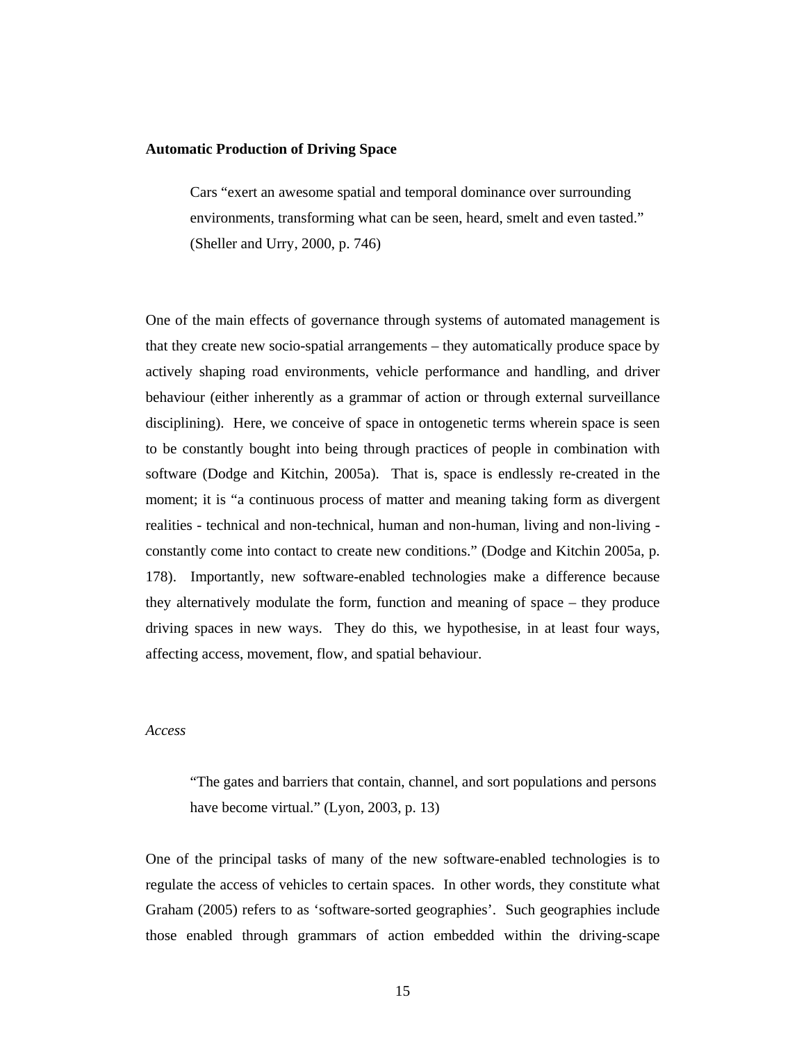**Automatic Production of Driving Space**

> Cars "exert an awesome spatial and temporal dominance over surrounding environments, transforming what can be seen, heard, smelt and even tasted." (Sheller and Urry, 2000, p. 746)

One of the main effects of governance through systems of automated management is that they create new socio-spatial arrangements – they automatically produce space by actively shaping road environments, vehicle performance and handling, and driver behaviour (either inherently as a grammar of action or through external surveillance disciplining). Here, we conceive of space in ontogenetic terms wherein space is seen to be constantly bought into being through practices of people in combination with software (Dodge and Kitchin, 2005a). That is, space is endlessly re-created in the moment; it is "a continuous process of matter and meaning taking form as divergent realities - technical and non-technical, human and non-human, living and non-living - constantly come into contact to create new conditions." (Dodge and Kitchin 2005a, p. 178). Importantly, new software-enabled technologies make a difference because they alternatively modulate the form, function and meaning of space – they produce driving spaces in new ways. They do this, we hypothesise, in at least four ways, affecting access, movement, flow, and spatial behaviour.

*Access*

> "The gates and barriers that contain, channel, and sort populations and persons have become virtual." (Lyon, 2003, p. 13)

One of the principal tasks of many of the new software-enabled technologies is to regulate the access of vehicles to certain spaces. In other words, they constitute what Graham (2005) refers to as 'software-sorted geographies'. Such geographies include those enabled through grammars of action embedded within the driving-scape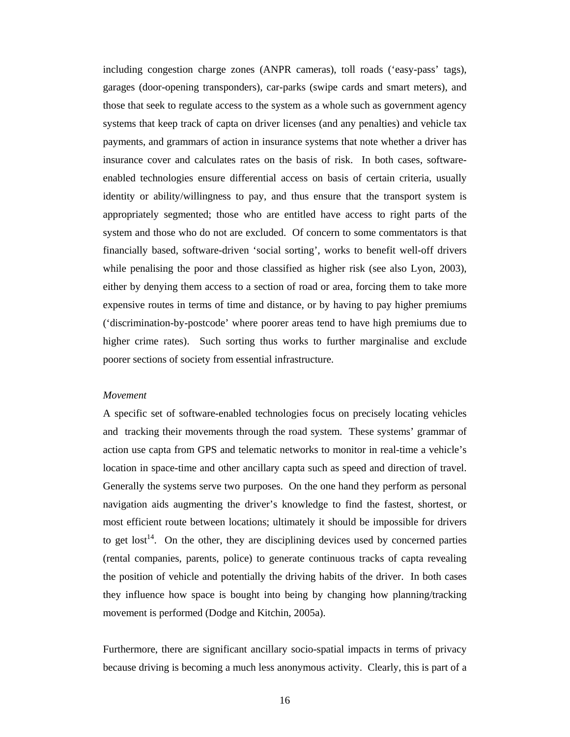including congestion charge zones (ANPR cameras), toll roads ('easy-pass' tags), garages (door-opening transponders), car-parks (swipe cards and smart meters), and those that seek to regulate access to the system as a whole such as government agency systems that keep track of capta on driver licenses (and any penalties) and vehicle tax payments, and grammars of action in insurance systems that note whether a driver has insurance cover and calculates rates on the basis of risk.  In both cases, software-enabled technologies ensure differential access on basis of certain criteria, usually identity or ability/willingness to pay, and thus ensure that the transport system is appropriately segmented; those who are entitled have access to right parts of the system and those who do not are excluded.  Of concern to some commentators is that financially based, software-driven 'social sorting', works to benefit well-off drivers while penalising the poor and those classified as higher risk (see also Lyon, 2003), either by denying them access to a section of road or area, forcing them to take more expensive routes in terms of time and distance, or by having to pay higher premiums ('discrimination-by-postcode' where poorer areas tend to have high premiums due to higher crime rates).  Such sorting thus works to further marginalise and exclude poorer sections of society from essential infrastructure.

*Movement*

A specific set of software-enabled technologies focus on precisely locating vehicles and tracking their movements through the road system.  These systems' grammar of action use capta from GPS and telematic networks to monitor in real-time a vehicle's location in space-time and other ancillary capta such as speed and direction of travel.  Generally the systems serve two purposes.  On the one hand they perform as personal navigation aids augmenting the driver's knowledge to find the fastest, shortest, or most efficient route between locations; ultimately it should be impossible for drivers to get lost[14].  On the other, they are disciplining devices used by concerned parties (rental companies, parents, police) to generate continuous tracks of capta revealing the position of vehicle and potentially the driving habits of the driver.  In both cases they influence how space is bought into being by changing how planning/tracking movement is performed (Dodge and Kitchin, 2005a).

Furthermore, there are significant ancillary socio-spatial impacts in terms of privacy because driving is becoming a much less anonymous activity.  Clearly, this is part of a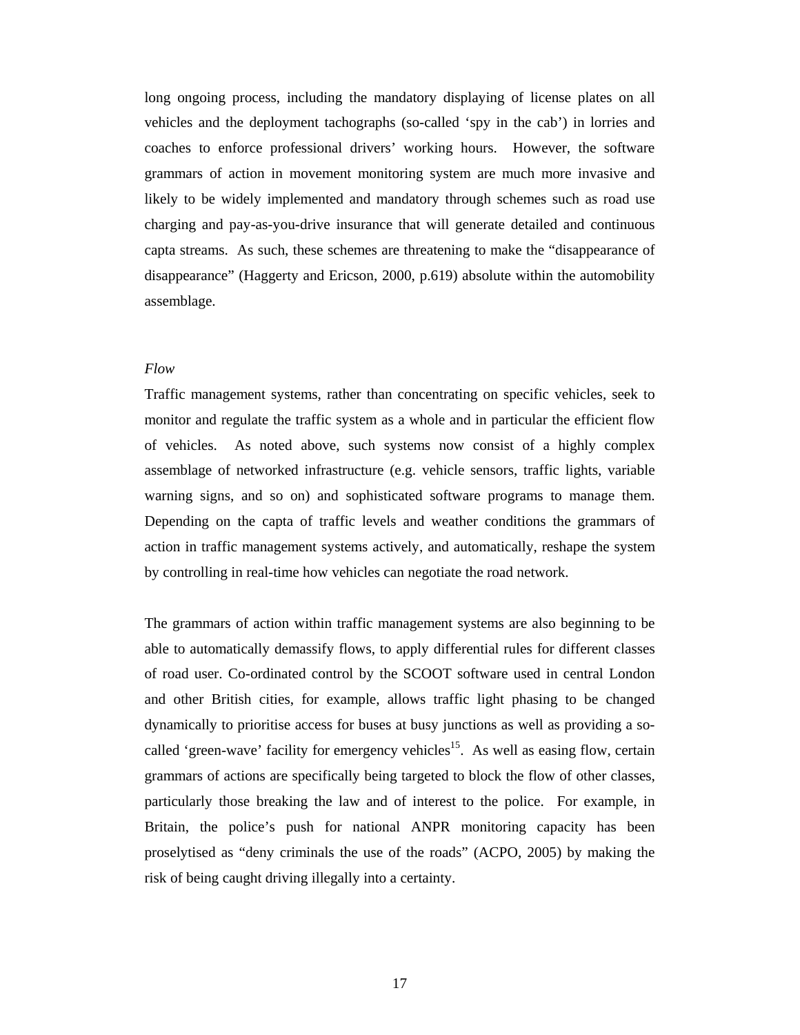long ongoing process, including the mandatory displaying of license plates on all vehicles and the deployment tachographs (so-called 'spy in the cab') in lorries and coaches to enforce professional drivers' working hours. However, the software grammars of action in movement monitoring system are much more invasive and likely to be widely implemented and mandatory through schemes such as road use charging and pay-as-you-drive insurance that will generate detailed and continuous capta streams. As such, these schemes are threatening to make the "disappearance of disappearance" (Haggerty and Ericson, 2000, p.619) absolute within the automobility assemblage.

*Flow*

Traffic management systems, rather than concentrating on specific vehicles, seek to monitor and regulate the traffic system as a whole and in particular the efficient flow of vehicles. As noted above, such systems now consist of a highly complex assemblage of networked infrastructure (e.g. vehicle sensors, traffic lights, variable warning signs, and so on) and sophisticated software programs to manage them. Depending on the capta of traffic levels and weather conditions the grammars of action in traffic management systems actively, and automatically, reshape the system by controlling in real-time how vehicles can negotiate the road network.

The grammars of action within traffic management systems are also beginning to be able to automatically demassify flows, to apply differential rules for different classes of road user. Co-ordinated control by the SCOOT software used in central London and other British cities, for example, allows traffic light phasing to be changed dynamically to prioritise access for buses at busy junctions as well as providing a so-called 'green-wave' facility for emergency vehicles[15]. As well as easing flow, certain grammars of actions are specifically being targeted to block the flow of other classes, particularly those breaking the law and of interest to the police. For example, in Britain, the police's push for national ANPR monitoring capacity has been proselytised as "deny criminals the use of the roads" (ACPO, 2005) by making the risk of being caught driving illegally into a certainty.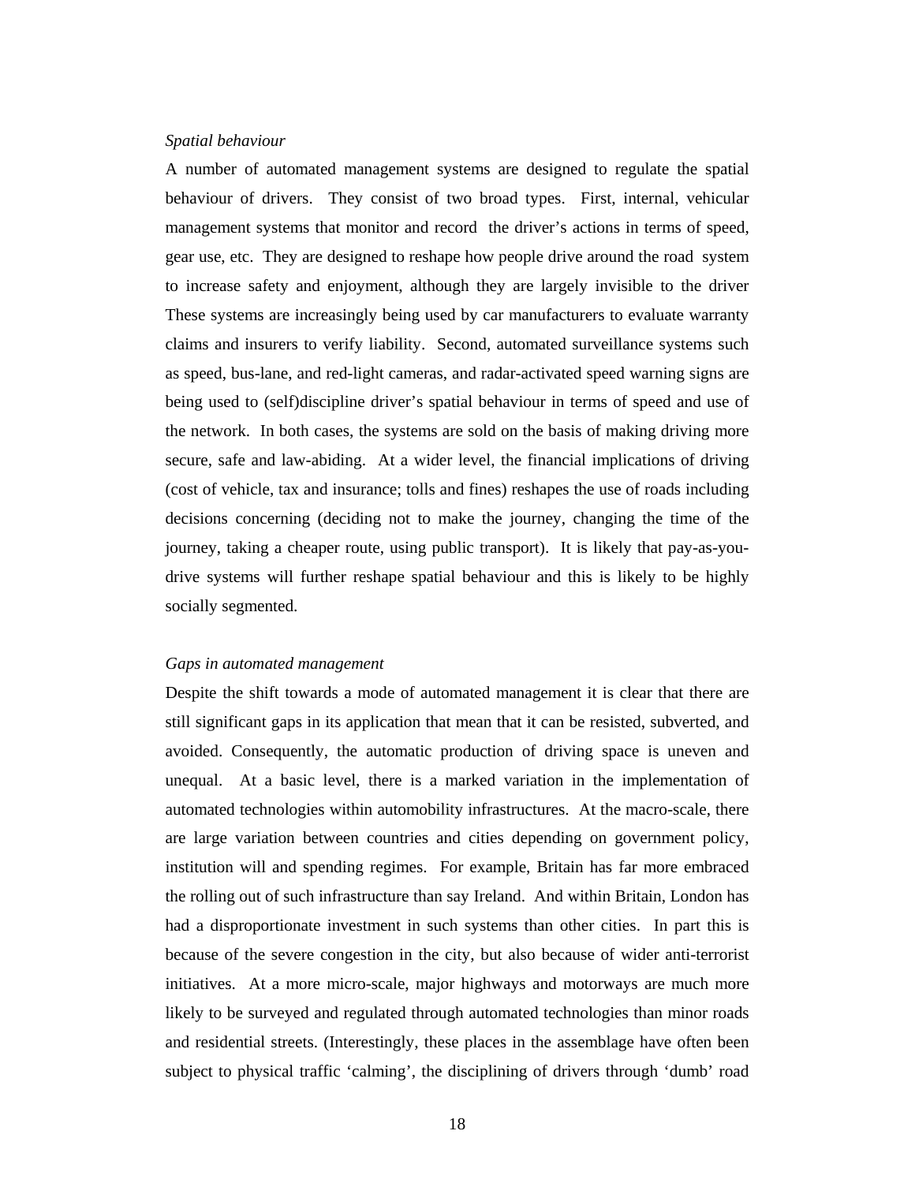*Spatial behaviour*

A number of automated management systems are designed to regulate the spatial behaviour of drivers. They consist of two broad types. First, internal, vehicular management systems that monitor and record the driver's actions in terms of speed, gear use, etc. They are designed to reshape how people drive around the road system to increase safety and enjoyment, although they are largely invisible to the driver These systems are increasingly being used by car manufacturers to evaluate warranty claims and insurers to verify liability. Second, automated surveillance systems such as speed, bus-lane, and red-light cameras, and radar-activated speed warning signs are being used to (self)discipline driver's spatial behaviour in terms of speed and use of the network. In both cases, the systems are sold on the basis of making driving more secure, safe and law-abiding. At a wider level, the financial implications of driving (cost of vehicle, tax and insurance; tolls and fines) reshapes the use of roads including decisions concerning (deciding not to make the journey, changing the time of the journey, taking a cheaper route, using public transport). It is likely that pay-as-you-drive systems will further reshape spatial behaviour and this is likely to be highly socially segmented.

*Gaps in automated management*

Despite the shift towards a mode of automated management it is clear that there are still significant gaps in its application that mean that it can be resisted, subverted, and avoided. Consequently, the automatic production of driving space is uneven and unequal. At a basic level, there is a marked variation in the implementation of automated technologies within automobility infrastructures. At the macro-scale, there are large variation between countries and cities depending on government policy, institution will and spending regimes. For example, Britain has far more embraced the rolling out of such infrastructure than say Ireland. And within Britain, London has had a disproportionate investment in such systems than other cities. In part this is because of the severe congestion in the city, but also because of wider anti-terrorist initiatives. At a more micro-scale, major highways and motorways are much more likely to be surveyed and regulated through automated technologies than minor roads and residential streets. (Interestingly, these places in the assemblage have often been subject to physical traffic 'calming', the disciplining of drivers through 'dumb' road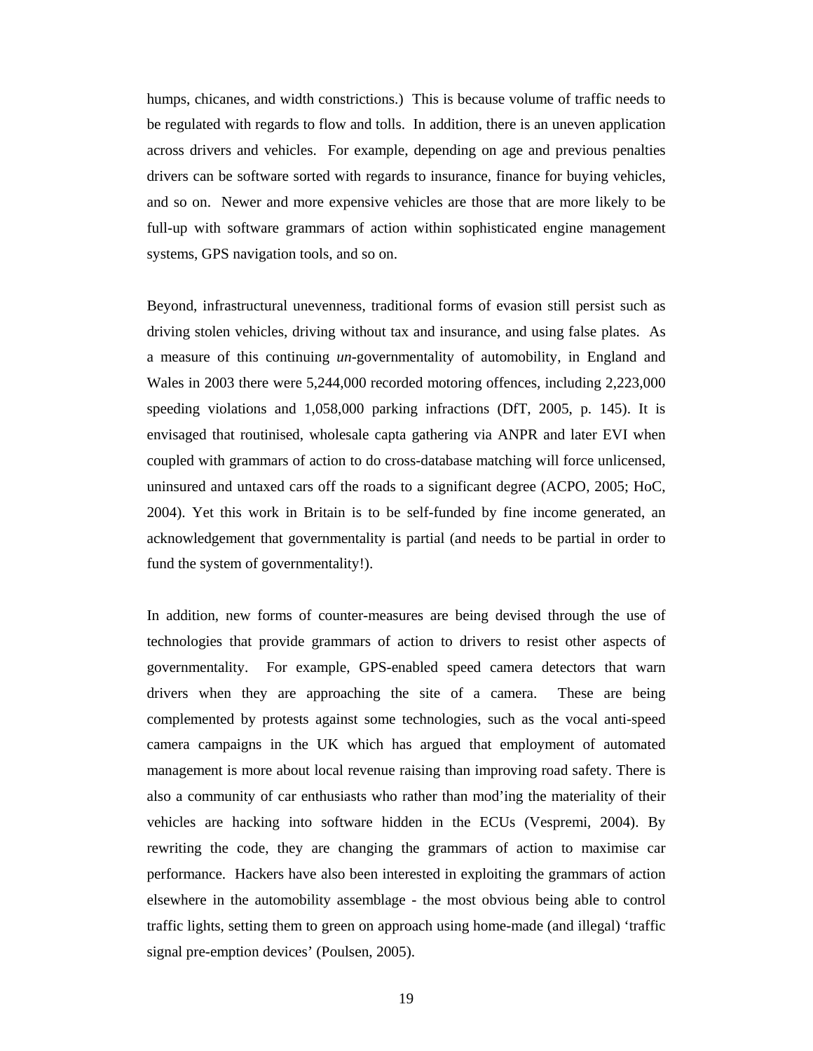humps, chicanes, and width constrictions.) This is because volume of traffic needs to be regulated with regards to flow and tolls. In addition, there is an uneven application across drivers and vehicles. For example, depending on age and previous penalties drivers can be software sorted with regards to insurance, finance for buying vehicles, and so on. Newer and more expensive vehicles are those that are more likely to be full-up with software grammars of action within sophisticated engine management systems, GPS navigation tools, and so on.

Beyond, infrastructural unevenness, traditional forms of evasion still persist such as driving stolen vehicles, driving without tax and insurance, and using false plates. As a measure of this continuing *un*-governmentality of automobility, in England and Wales in 2003 there were 5,244,000 recorded motoring offences, including 2,223,000 speeding violations and 1,058,000 parking infractions (DfT, 2005, p. 145). It is envisaged that routinised, wholesale capta gathering via ANPR and later EVI when coupled with grammars of action to do cross-database matching will force unlicensed, uninsured and untaxed cars off the roads to a significant degree (ACPO, 2005; HoC, 2004). Yet this work in Britain is to be self-funded by fine income generated, an acknowledgement that governmentality is partial (and needs to be partial in order to fund the system of governmentality!).

In addition, new forms of counter-measures are being devised through the use of technologies that provide grammars of action to drivers to resist other aspects of governmentality. For example, GPS-enabled speed camera detectors that warn drivers when they are approaching the site of a camera. These are being complemented by protests against some technologies, such as the vocal anti-speed camera campaigns in the UK which has argued that employment of automated management is more about local revenue raising than improving road safety. There is also a community of car enthusiasts who rather than mod'ing the materiality of their vehicles are hacking into software hidden in the ECUs (Vespremi, 2004). By rewriting the code, they are changing the grammars of action to maximise car performance. Hackers have also been interested in exploiting the grammars of action elsewhere in the automobility assemblage - the most obvious being able to control traffic lights, setting them to green on approach using home-made (and illegal) 'traffic signal pre-emption devices' (Poulsen, 2005).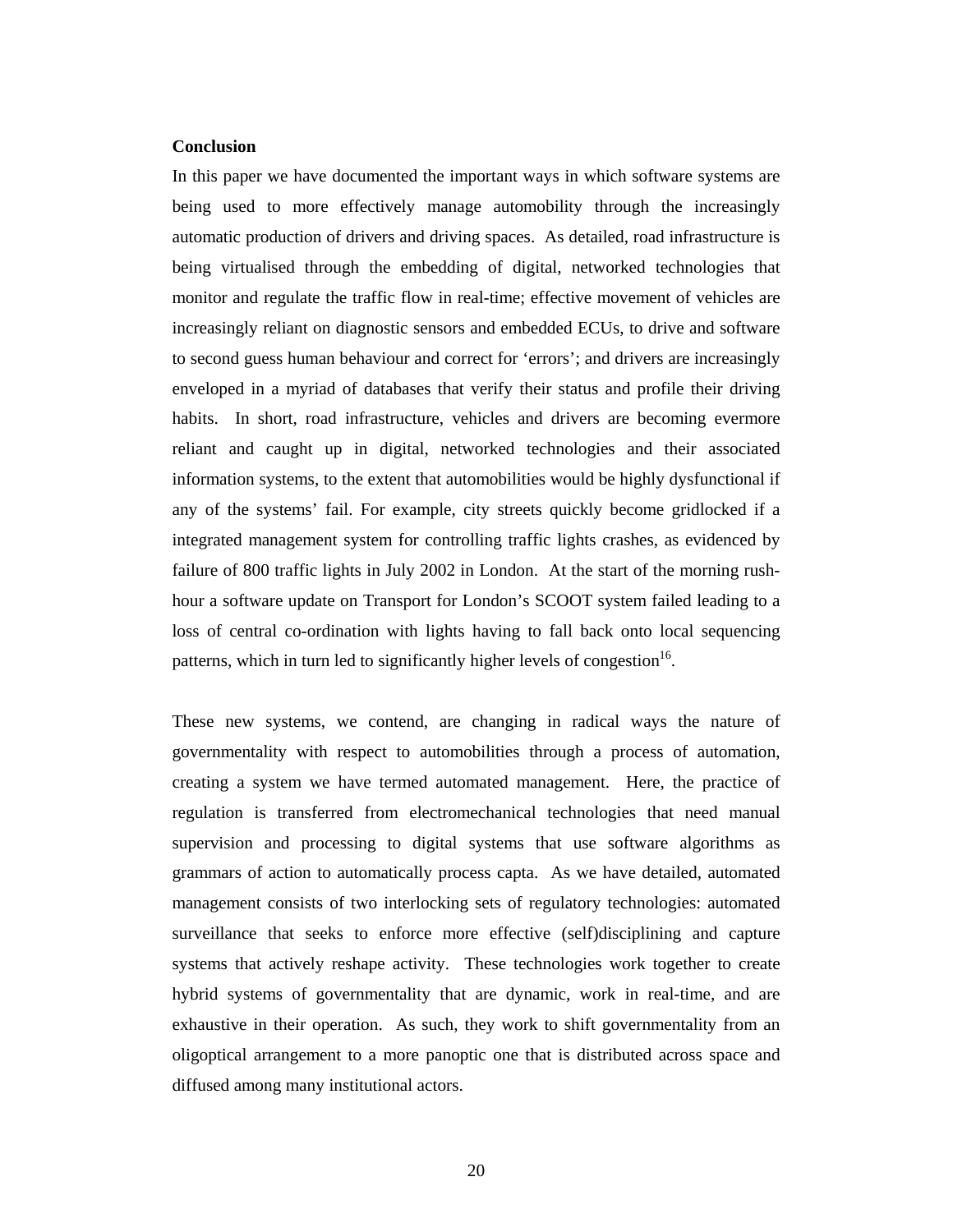**Conclusion**

In this paper we have documented the important ways in which software systems are being used to more effectively manage automobility through the increasingly automatic production of drivers and driving spaces. As detailed, road infrastructure is being virtualised through the embedding of digital, networked technologies that monitor and regulate the traffic flow in real-time; effective movement of vehicles are increasingly reliant on diagnostic sensors and embedded ECUs, to drive and software to second guess human behaviour and correct for 'errors'; and drivers are increasingly enveloped in a myriad of databases that verify their status and profile their driving habits. In short, road infrastructure, vehicles and drivers are becoming evermore reliant and caught up in digital, networked technologies and their associated information systems, to the extent that automobilities would be highly dysfunctional if any of the systems' fail. For example, city streets quickly become gridlocked if a integrated management system for controlling traffic lights crashes, as evidenced by failure of 800 traffic lights in July 2002 in London. At the start of the morning rush-hour a software update on Transport for London's SCOOT system failed leading to a loss of central co-ordination with lights having to fall back onto local sequencing patterns, which in turn led to significantly higher levels of congestion[16].

These new systems, we contend, are changing in radical ways the nature of governmentality with respect to automobilities through a process of automation, creating a system we have termed automated management. Here, the practice of regulation is transferred from electromechanical technologies that need manual supervision and processing to digital systems that use software algorithms as grammars of action to automatically process capta. As we have detailed, automated management consists of two interlocking sets of regulatory technologies: automated surveillance that seeks to enforce more effective (self)disciplining and capture systems that actively reshape activity. These technologies work together to create hybrid systems of governmentality that are dynamic, work in real-time, and are exhaustive in their operation. As such, they work to shift governmentality from an oligoptical arrangement to a more panoptic one that is distributed across space and diffused among many institutional actors.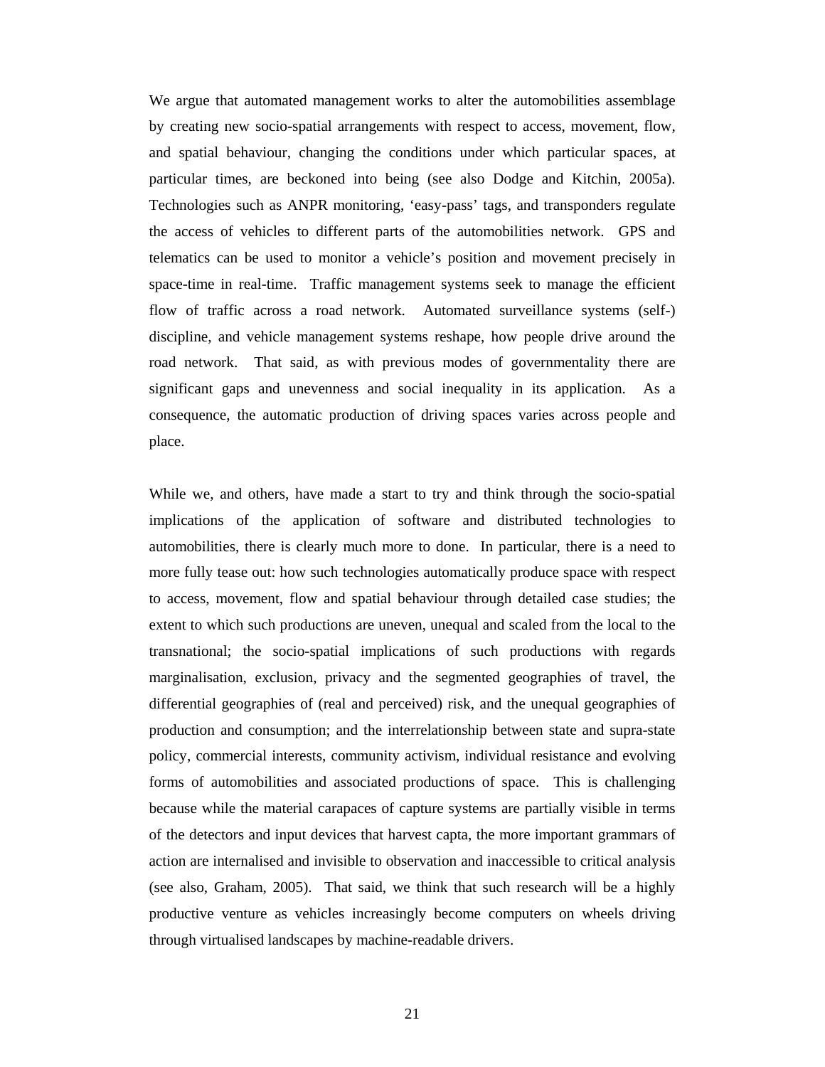We argue that automated management works to alter the automobilities assemblage by creating new socio-spatial arrangements with respect to access, movement, flow, and spatial behaviour, changing the conditions under which particular spaces, at particular times, are beckoned into being (see also Dodge and Kitchin, 2005a). Technologies such as ANPR monitoring, 'easy-pass' tags, and transponders regulate the access of vehicles to different parts of the automobilities network. GPS and telematics can be used to monitor a vehicle's position and movement precisely in space-time in real-time. Traffic management systems seek to manage the efficient flow of traffic across a road network. Automated surveillance systems (self-) discipline, and vehicle management systems reshape, how people drive around the road network. That said, as with previous modes of governmentality there are significant gaps and unevenness and social inequality in its application. As a consequence, the automatic production of driving spaces varies across people and place.

While we, and others, have made a start to try and think through the socio-spatial implications of the application of software and distributed technologies to automobilities, there is clearly much more to done. In particular, there is a need to more fully tease out: how such technologies automatically produce space with respect to access, movement, flow and spatial behaviour through detailed case studies; the extent to which such productions are uneven, unequal and scaled from the local to the transnational; the socio-spatial implications of such productions with regards marginalisation, exclusion, privacy and the segmented geographies of travel, the differential geographies of (real and perceived) risk, and the unequal geographies of production and consumption; and the interrelationship between state and supra-state policy, commercial interests, community activism, individual resistance and evolving forms of automobilities and associated productions of space. This is challenging because while the material carapaces of capture systems are partially visible in terms of the detectors and input devices that harvest capta, the more important grammars of action are internalised and invisible to observation and inaccessible to critical analysis (see also, Graham, 2005). That said, we think that such research will be a highly productive venture as vehicles increasingly become computers on wheels driving through virtualised landscapes by machine-readable drivers.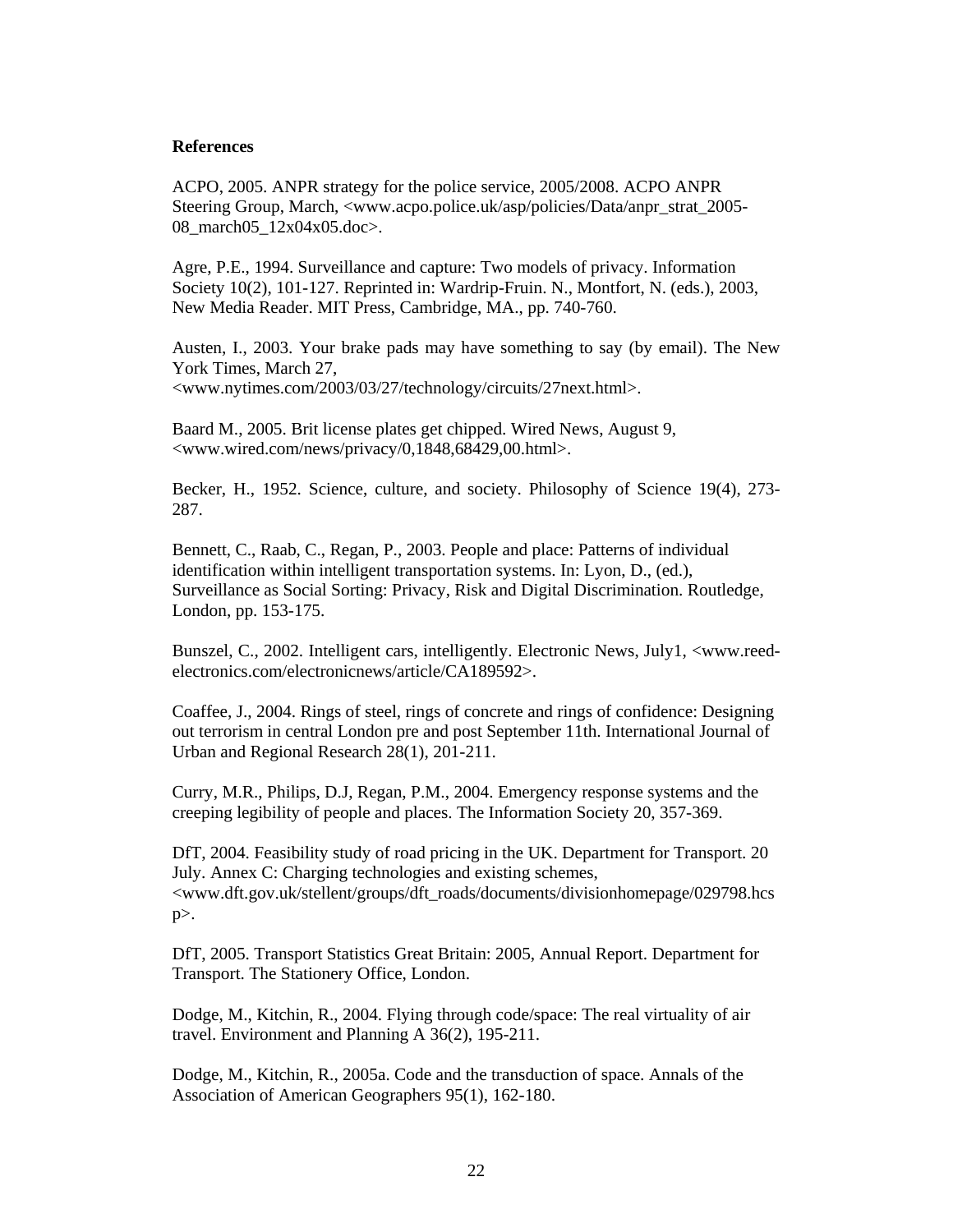**References**

ACPO, 2005. ANPR strategy for the police service, 2005/2008. ACPO ANPR Steering Group, March, <www.acpo.police.uk/asp/policies/Data/anpr_strat_2005-08_march05_12x04x05.doc>.

Agre, P.E., 1994. Surveillance and capture: Two models of privacy. Information Society 10(2), 101-127. Reprinted in: Wardrip-Fruin. N., Montfort, N. (eds.), 2003, New Media Reader. MIT Press, Cambridge, MA., pp. 740-760.

Austen, I., 2003. Your brake pads may have something to say (by email). The New York Times, March 27, <www.nytimes.com/2003/03/27/technology/circuits/27next.html>.

Baard M., 2005. Brit license plates get chipped. Wired News, August 9, <www.wired.com/news/privacy/0,1848,68429,00.html>.

Becker, H., 1952. Science, culture, and society. Philosophy of Science 19(4), 273-287.

Bennett, C., Raab, C., Regan, P., 2003. People and place: Patterns of individual identification within intelligent transportation systems. In: Lyon, D., (ed.), Surveillance as Social Sorting: Privacy, Risk and Digital Discrimination. Routledge, London, pp. 153-175.

Bunszel, C., 2002. Intelligent cars, intelligently. Electronic News, July1, <www.reed-electronics.com/electronicnews/article/CA189592>.

Coaffee, J., 2004. Rings of steel, rings of concrete and rings of confidence: Designing out terrorism in central London pre and post September 11th. International Journal of Urban and Regional Research 28(1), 201-211.

Curry, M.R., Philips, D.J, Regan, P.M., 2004. Emergency response systems and the creeping legibility of people and places. The Information Society 20, 357-369.

DfT, 2004. Feasibility study of road pricing in the UK. Department for Transport. 20 July. Annex C: Charging technologies and existing schemes, <www.dft.gov.uk/stellent/groups/dft_roads/documents/divisionhomepage/029798.hcsp>.

DfT, 2005. Transport Statistics Great Britain: 2005, Annual Report. Department for Transport. The Stationery Office, London.

Dodge, M., Kitchin, R., 2004. Flying through code/space: The real virtuality of air travel. Environment and Planning A 36(2), 195-211.

Dodge, M., Kitchin, R., 2005a. Code and the transduction of space. Annals of the Association of American Geographers 95(1), 162-180.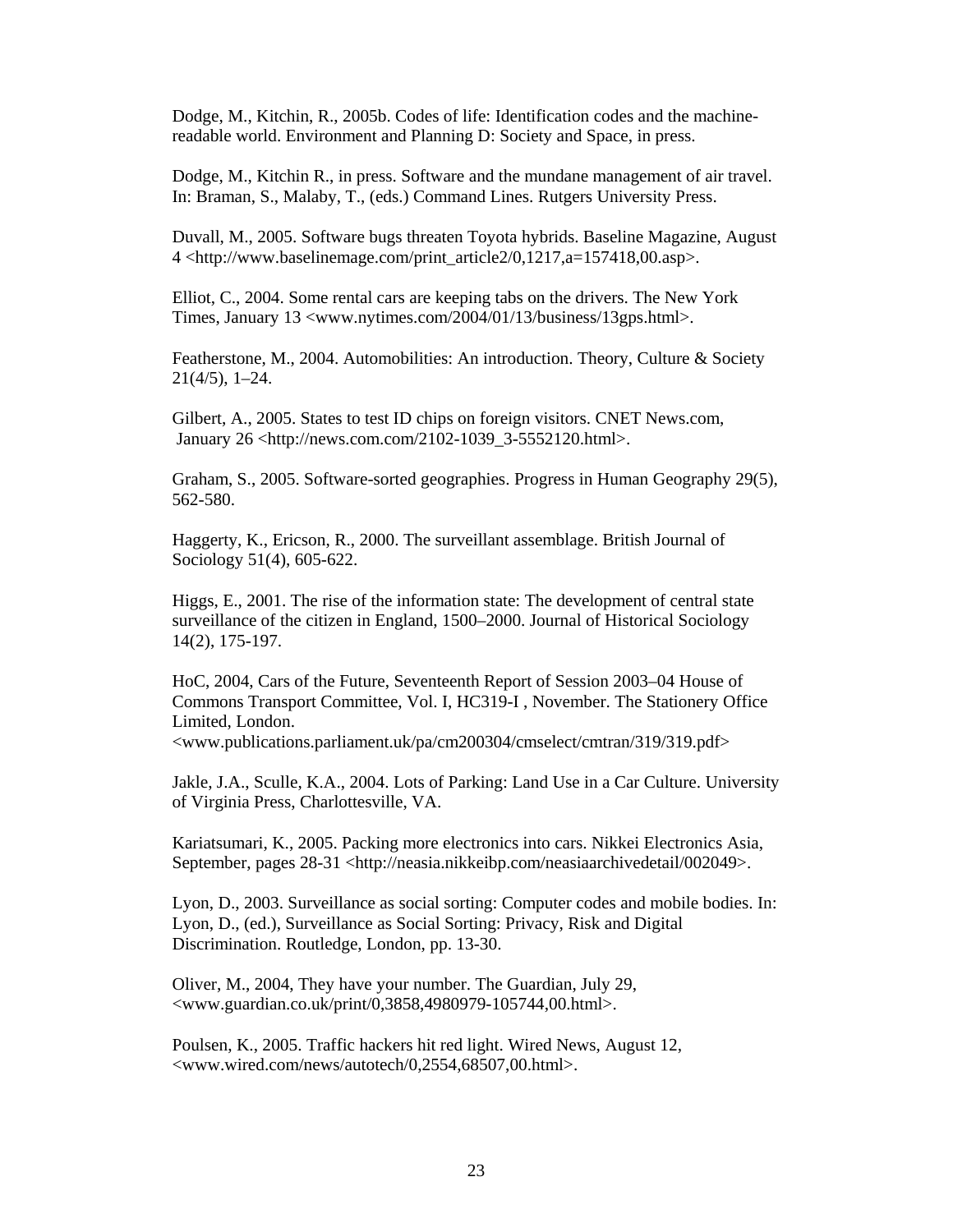Dodge, M., Kitchin, R., 2005b. Codes of life: Identification codes and the machine-readable world. Environment and Planning D: Society and Space, in press.

Dodge, M., Kitchin R., in press. Software and the mundane management of air travel. In: Braman, S., Malaby, T., (eds.) Command Lines. Rutgers University Press.

Duvall, M., 2005. Software bugs threaten Toyota hybrids. Baseline Magazine, August 4 <http://www.baselinemage.com/print_article2/0,1217,a=157418,00.asp>.

Elliot, C., 2004. Some rental cars are keeping tabs on the drivers. The New York Times, January 13 <www.nytimes.com/2004/01/13/business/13gps.html>.

Featherstone, M., 2004. Automobilities: An introduction. Theory, Culture & Society 21(4/5), 1–24.

Gilbert, A., 2005. States to test ID chips on foreign visitors. CNET News.com, January 26 <http://news.com.com/2102-1039_3-5552120.html>.

Graham, S., 2005. Software-sorted geographies. Progress in Human Geography 29(5), 562-580.

Haggerty, K., Ericson, R., 2000. The surveillant assemblage. British Journal of Sociology 51(4), 605-622.

Higgs, E., 2001. The rise of the information state: The development of central state surveillance of the citizen in England, 1500–2000. Journal of Historical Sociology 14(2), 175-197.

HoC, 2004, Cars of the Future, Seventeenth Report of Session 2003–04 House of Commons Transport Committee, Vol. I, HC319-I , November. The Stationery Office Limited, London. <www.publications.parliament.uk/pa/cm200304/cmselect/cmtran/319/319.pdf>

Jakle, J.A., Sculle, K.A., 2004. Lots of Parking: Land Use in a Car Culture. University of Virginia Press, Charlottesville, VA.

Kariatsumari, K., 2005. Packing more electronics into cars. Nikkei Electronics Asia, September, pages 28-31 <http://neasia.nikkeibp.com/neasiaarchivedetail/002049>.

Lyon, D., 2003. Surveillance as social sorting: Computer codes and mobile bodies. In: Lyon, D., (ed.), Surveillance as Social Sorting: Privacy, Risk and Digital Discrimination. Routledge, London, pp. 13-30.

Oliver, M., 2004, They have your number. The Guardian, July 29, <www.guardian.co.uk/print/0,3858,4980979-105744,00.html>.

Poulsen, K., 2005. Traffic hackers hit red light. Wired News, August 12, <www.wired.com/news/autotech/0,2554,68507,00.html>.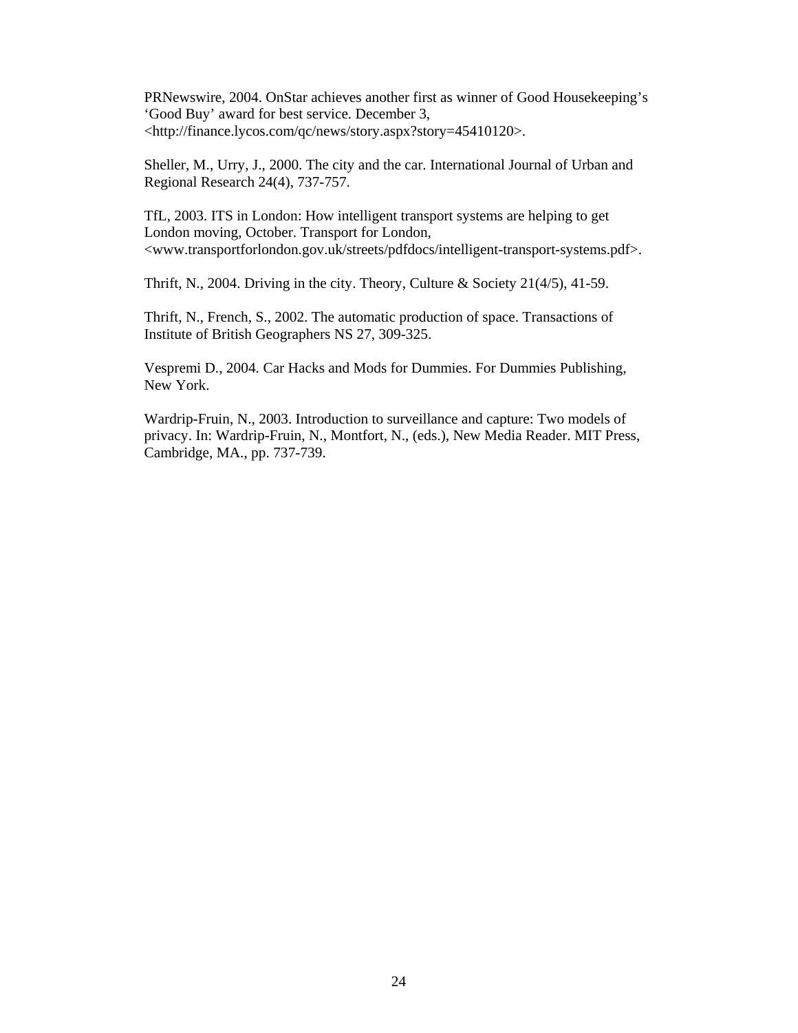PRNewswire, 2004. OnStar achieves another first as winner of Good Housekeeping's 'Good Buy' award for best service. December 3, <http://finance.lycos.com/qc/news/story.aspx?story=45410120>.

Sheller, M., Urry, J., 2000. The city and the car. International Journal of Urban and Regional Research 24(4), 737-757.

TfL, 2003. ITS in London: How intelligent transport systems are helping to get London moving, October. Transport for London, <www.transportforlondon.gov.uk/streets/pdfdocs/intelligent-transport-systems.pdf>.

Thrift, N., 2004. Driving in the city. Theory, Culture & Society 21(4/5), 41-59.

Thrift, N., French, S., 2002. The automatic production of space. Transactions of Institute of British Geographers NS 27, 309-325.

Vespremi D., 2004. Car Hacks and Mods for Dummies. For Dummies Publishing, New York.

Wardrip-Fruin, N., 2003. Introduction to surveillance and capture: Two models of privacy. In: Wardrip-Fruin, N., Montfort, N., (eds.), New Media Reader. MIT Press, Cambridge, MA., pp. 737-739.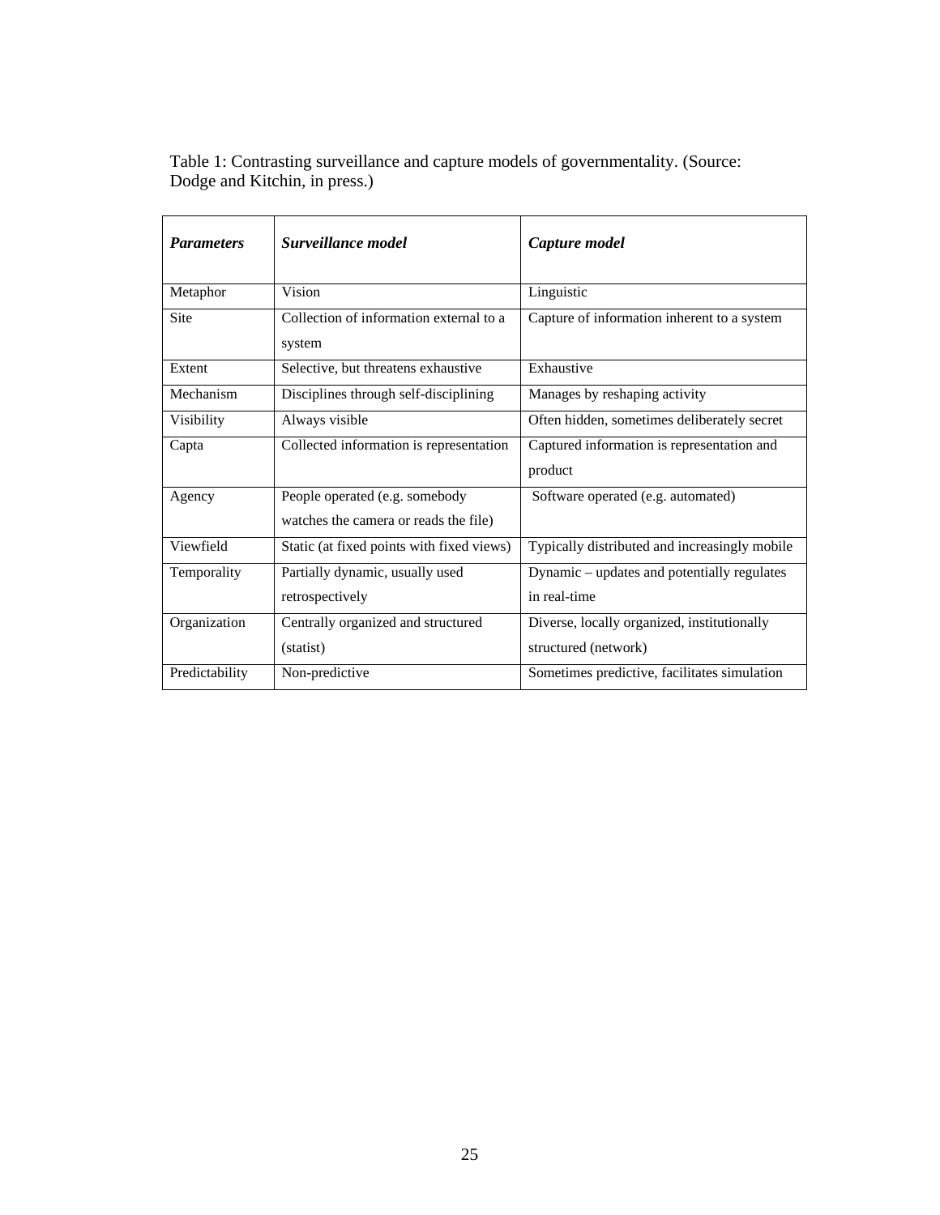Table 1: Contrasting surveillance and capture models of governmentality. (Source: Dodge and Kitchin, in press.)

| ***Parameters*** | ***Surveillance model*** | ***Capture model*** |
|---|---|---|
| Metaphor | Vision | Linguistic |
| Site | Collection of information external to a system | Capture of information inherent to a system |
| Extent | Selective, but threatens exhaustive | Exhaustive |
| Mechanism | Disciplines through self-disciplining | Manages by reshaping activity |
| Visibility | Always visible | Often hidden, sometimes deliberately secret |
| Capta | Collected information is representation | Captured information is representation and product |
| Agency | People operated (e.g. somebody watches the camera or reads the file) | Software operated (e.g. automated) |
| Viewfield | Static (at fixed points with fixed views) | Typically distributed and increasingly mobile |
| Temporality | Partially dynamic, usually used retrospectively | Dynamic – updates and potentially regulates in real-time |
| Organization | Centrally organized and structured (statist) | Diverse, locally organized, institutionally structured (network) |
| Predictability | Non-predictive | Sometimes predictive, facilitates simulation |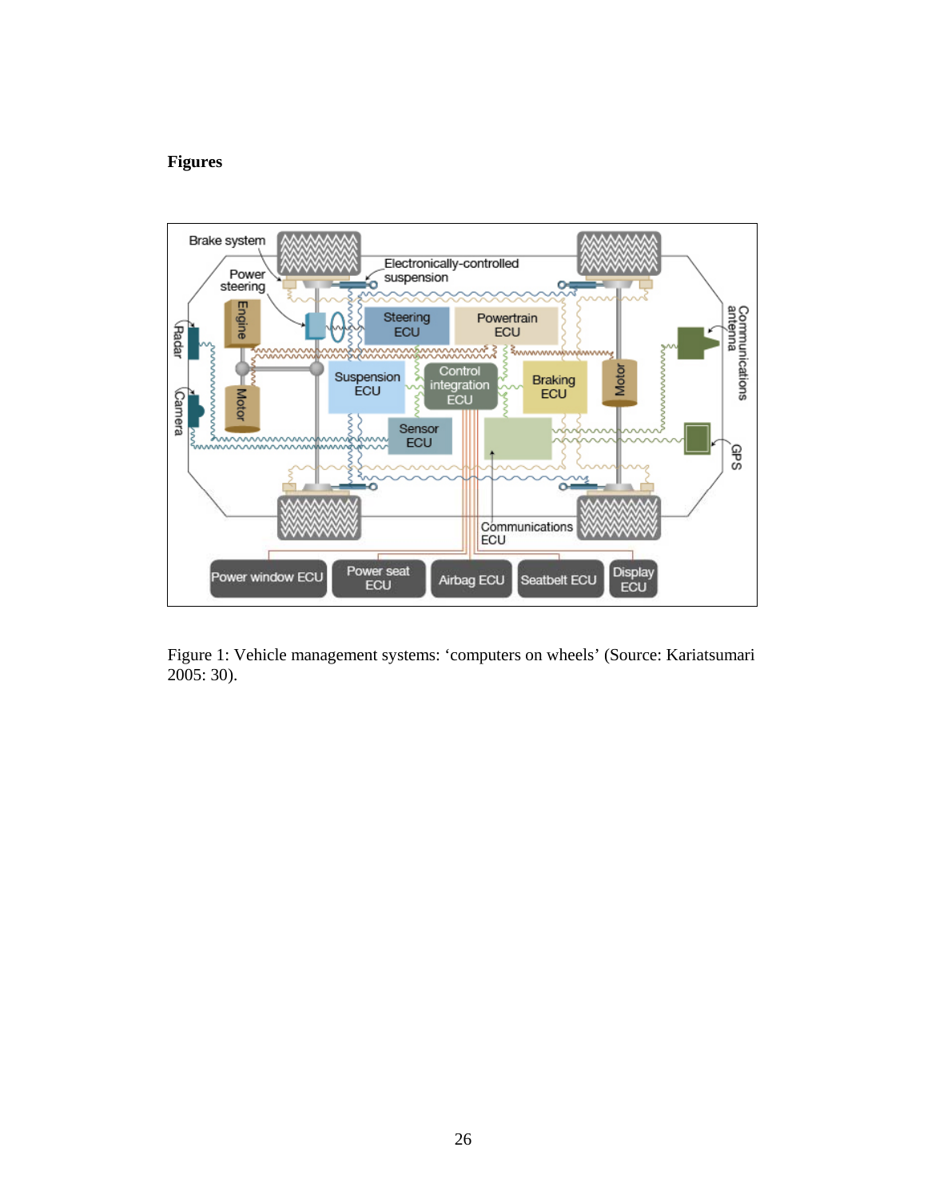**Figures**

Figure 1: Vehicle management systems: 'computers on wheels' (Source: Kariatsumari 2005: 30).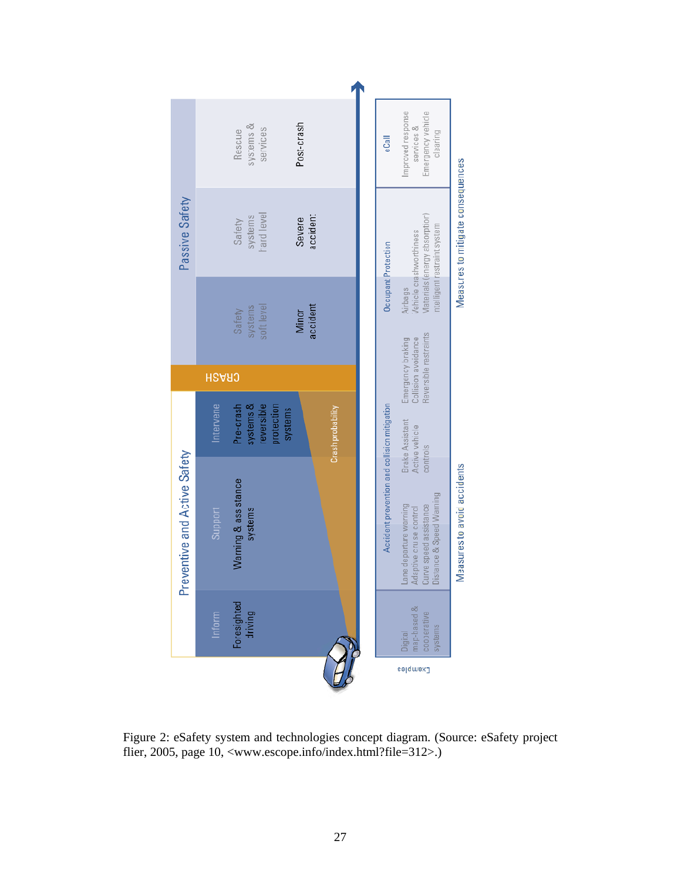Figure 2: eSafety system and technologies concept diagram. (Source: eSafety project flier, 2005, page 10, <www.escope.info/index.html?file=312>.)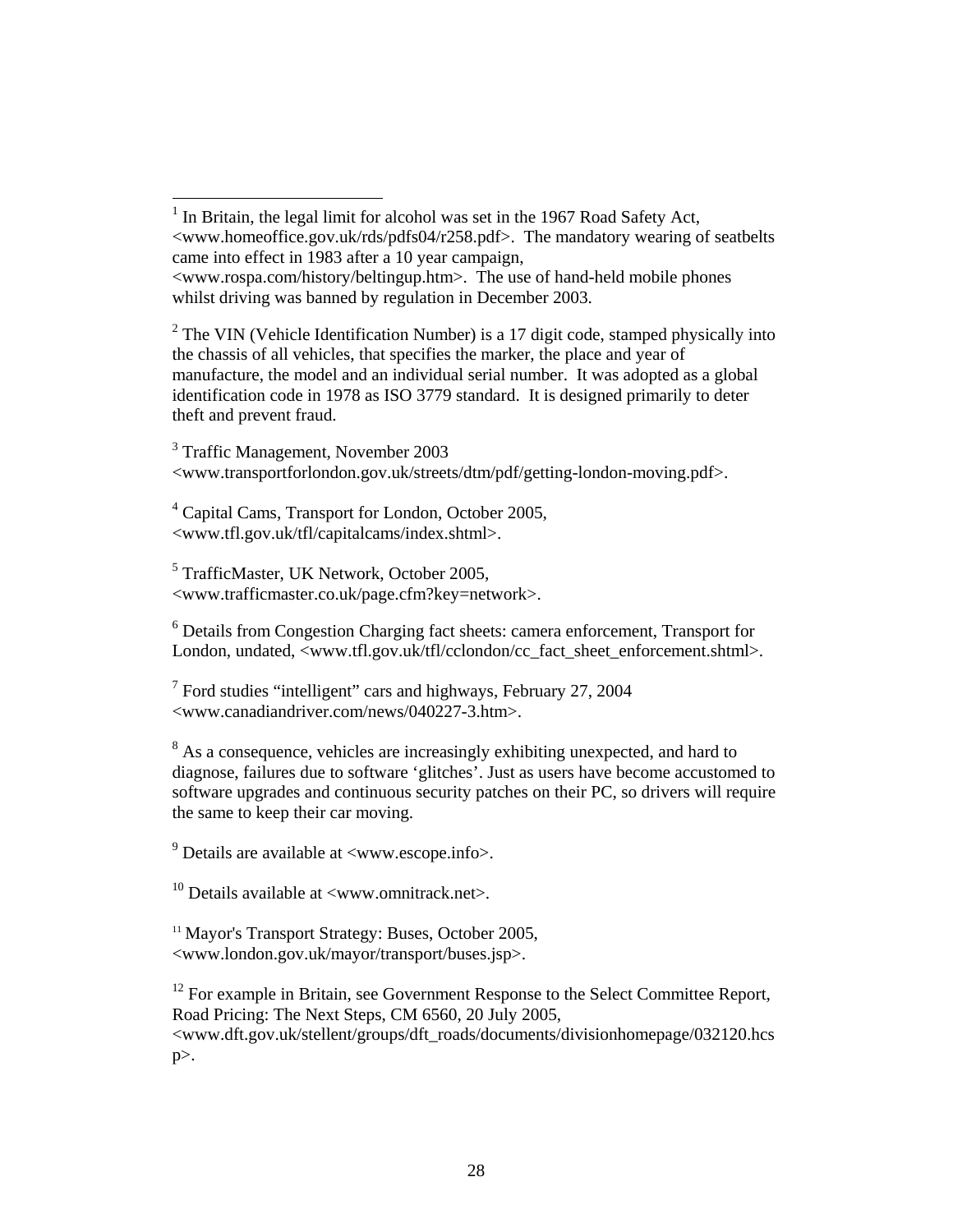[1] In Britain, the legal limit for alcohol was set in the 1967 Road Safety Act, <www.homeoffice.gov.uk/rds/pdfs04/r258.pdf>. The mandatory wearing of seatbelts came into effect in 1983 after a 10 year campaign, <www.rospa.com/history/beltingup.htm>. The use of hand-held mobile phones whilst driving was banned by regulation in December 2003.

[2] The VIN (Vehicle Identification Number) is a 17 digit code, stamped physically into the chassis of all vehicles, that specifies the marker, the place and year of manufacture, the model and an individual serial number. It was adopted as a global identification code in 1978 as ISO 3779 standard. It is designed primarily to deter theft and prevent fraud.

[3] Traffic Management, November 2003 <www.transportforlondon.gov.uk/streets/dtm/pdf/getting-london-moving.pdf>.

[4] Capital Cams, Transport for London, October 2005, <www.tfl.gov.uk/tfl/capitalcams/index.shtml>.

[5] TrafficMaster, UK Network, October 2005, <www.trafficmaster.co.uk/page.cfm?key=network>.

[6] Details from Congestion Charging fact sheets: camera enforcement, Transport for London, undated, <www.tfl.gov.uk/tfl/cclondon/cc_fact_sheet_enforcement.shtml>.

[7] Ford studies "intelligent" cars and highways, February 27, 2004 <www.canadiandriver.com/news/040227-3.htm>.

[8] As a consequence, vehicles are increasingly exhibiting unexpected, and hard to diagnose, failures due to software 'glitches'. Just as users have become accustomed to software upgrades and continuous security patches on their PC, so drivers will require the same to keep their car moving.

[9] Details are available at <www.escope.info>.

[10] Details available at <www.omnitrack.net>.

[11] Mayor's Transport Strategy: Buses, October 2005, <www.london.gov.uk/mayor/transport/buses.jsp>.

[12] For example in Britain, see Government Response to the Select Committee Report, Road Pricing: The Next Steps, CM 6560, 20 July 2005, <www.dft.gov.uk/stellent/groups/dft_roads/documents/divisionhomepage/032120.hcsp>.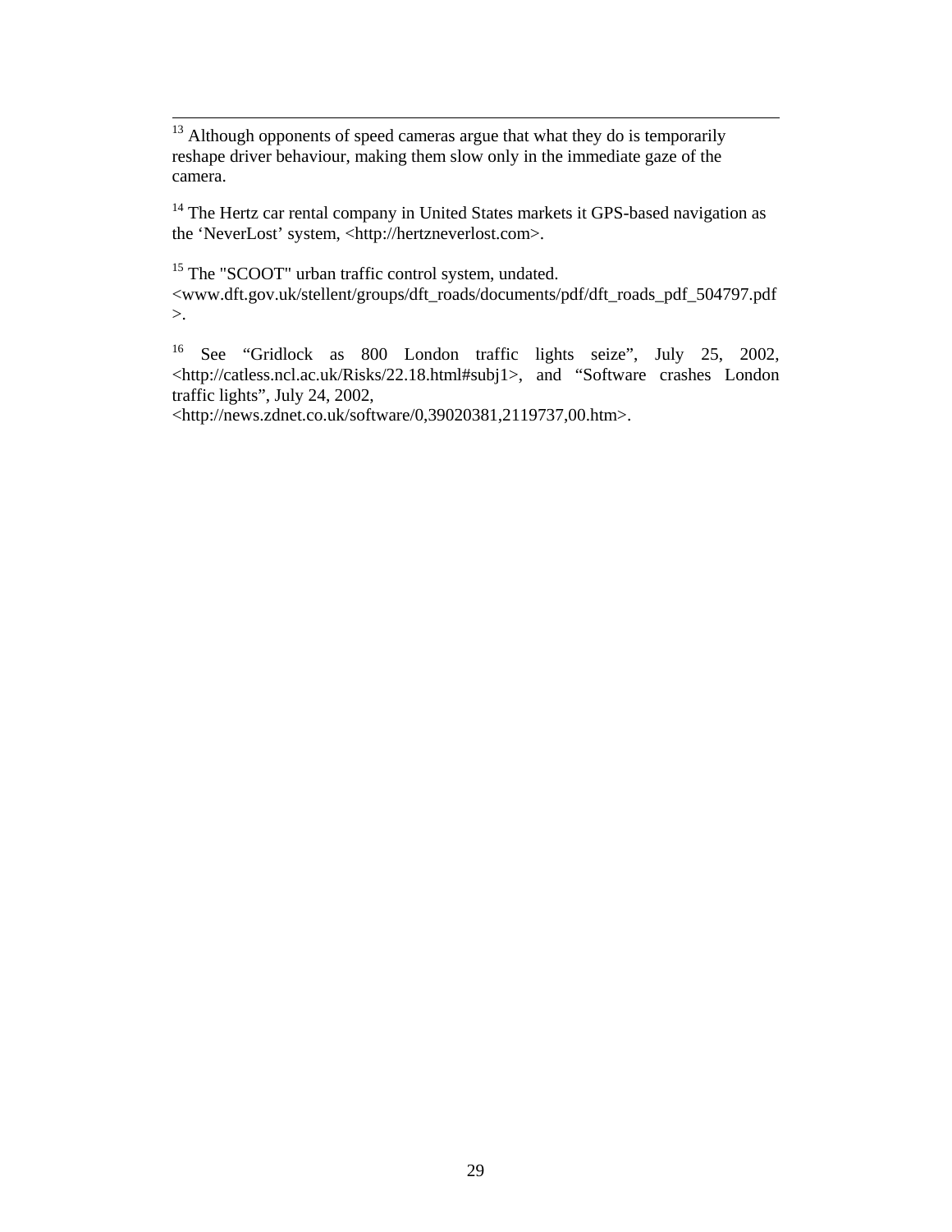[13] Although opponents of speed cameras argue that what they do is temporarily reshape driver behaviour, making them slow only in the immediate gaze of the camera.

[14] The Hertz car rental company in United States markets it GPS-based navigation as the 'NeverLost' system, <http://hertzneverlost.com>.

[15] The "SCOOT" urban traffic control system, undated. <www.dft.gov.uk/stellent/groups/dft_roads/documents/pdf/dft_roads_pdf_504797.pdf>.

[16] See "Gridlock as 800 London traffic lights seize", July 25, 2002, <http://catless.ncl.ac.uk/Risks/22.18.html#subj1>, and "Software crashes London traffic lights", July 24, 2002, <http://news.zdnet.co.uk/software/0,39020381,2119737,00.htm>.